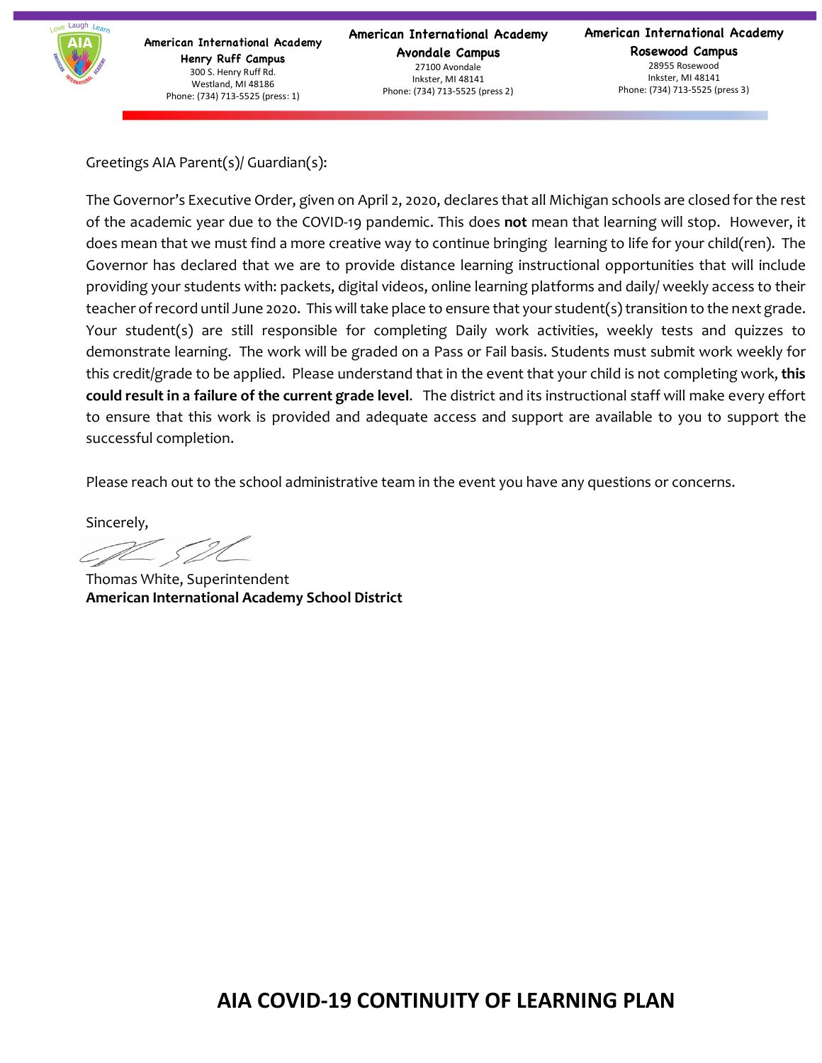**American International Academy**
**Henry Ruff Campus**
300 S. Henry Ruff Rd.
Westland, MI 48186
Phone: (734) 713-5525 (press: 1)

**American International Academy**
**Avondale Campus**
27100 Avondale
Inkster, MI 48141
Phone: (734) 713-5525 (press 2)

**American International Academy**
**Rosewood Campus**
28955 Rosewood
Inkster, MI 48141
Phone: (734) 713-5525 (press 3)

Greetings AIA Parent(s)/ Guardian(s):

The Governor's Executive Order, given on April 2, 2020, declares that all Michigan schools are closed for the rest of the academic year due to the COVID-19 pandemic. This does **not** mean that learning will stop. However, it does mean that we must find a more creative way to continue bringing learning to life for your child(ren). The Governor has declared that we are to provide distance learning instructional opportunities that will include providing your students with: packets, digital videos, online learning platforms and daily/ weekly access to their teacher of record until June 2020. This will take place to ensure that your student(s) transition to the next grade. Your student(s) are still responsible for completing Daily work activities, weekly tests and quizzes to demonstrate learning. The work will be graded on a Pass or Fail basis. Students must submit work weekly for this credit/grade to be applied. Please understand that in the event that your child is not completing work, **this could result in a failure of the current grade level**. The district and its instructional staff will make every effort to ensure that this work is provided and adequate access and support are available to you to support the successful completion.

Please reach out to the school administrative team in the event you have any questions or concerns.

Sincerely,

Thomas White, Superintendent
**American International Academy School District**

# AIA COVID-19 CONTINUITY OF LEARNING PLAN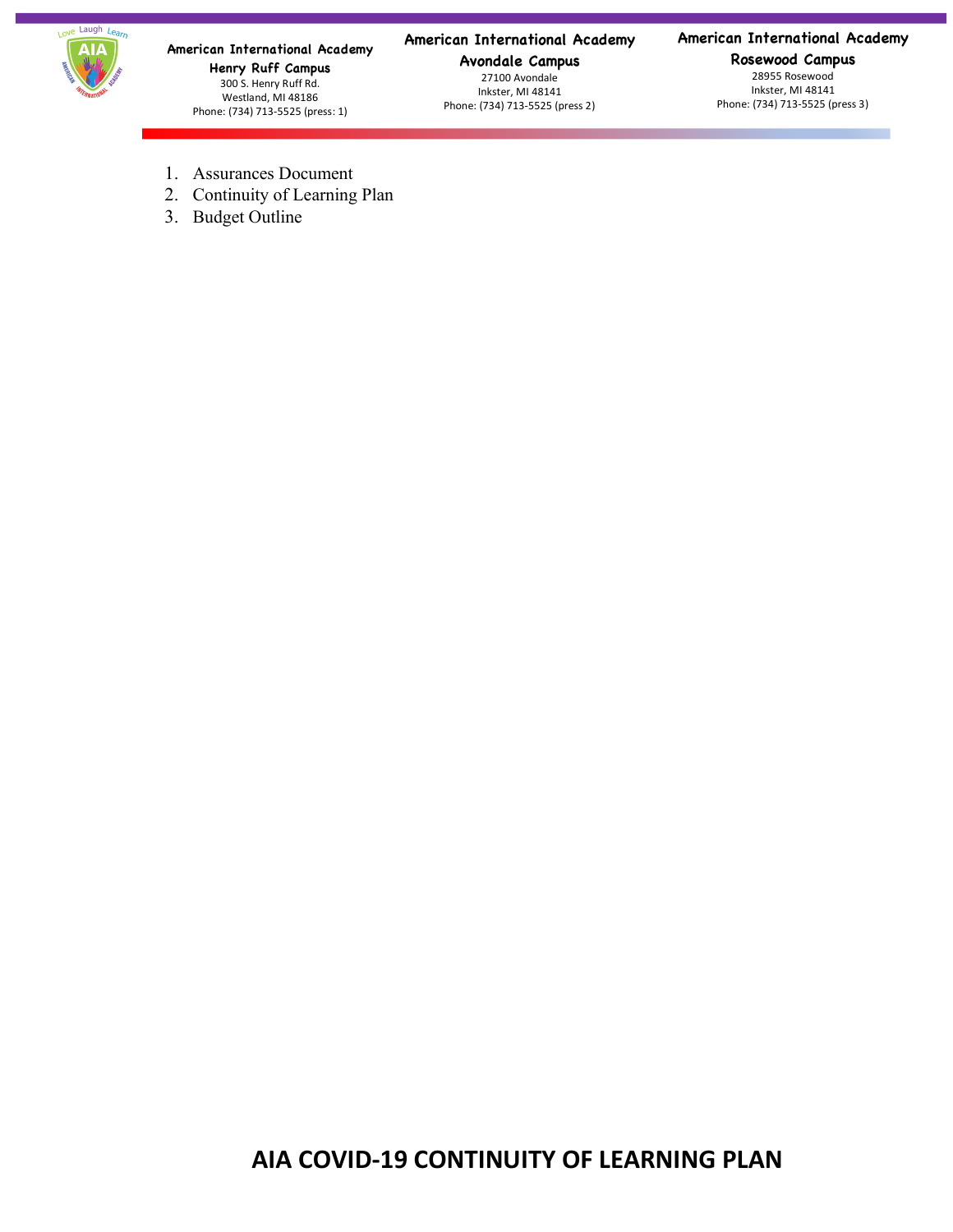**American International Academy**
**Henry Ruff Campus**
300 S. Henry Ruff Rd.
Westland, MI 48186
Phone: (734) 713-5525 (press: 1)

**American International Academy**
**Avondale Campus**
27100 Avondale
Inkster, MI 48141
Phone: (734) 713-5525 (press 2)

**American International Academy**
**Rosewood Campus**
28955 Rosewood
Inkster, MI 48141
Phone: (734) 713-5525 (press 3)

1. Assurances Document
2. Continuity of Learning Plan
3. Budget Outline

# AIA COVID-19 CONTINUITY OF LEARNING PLAN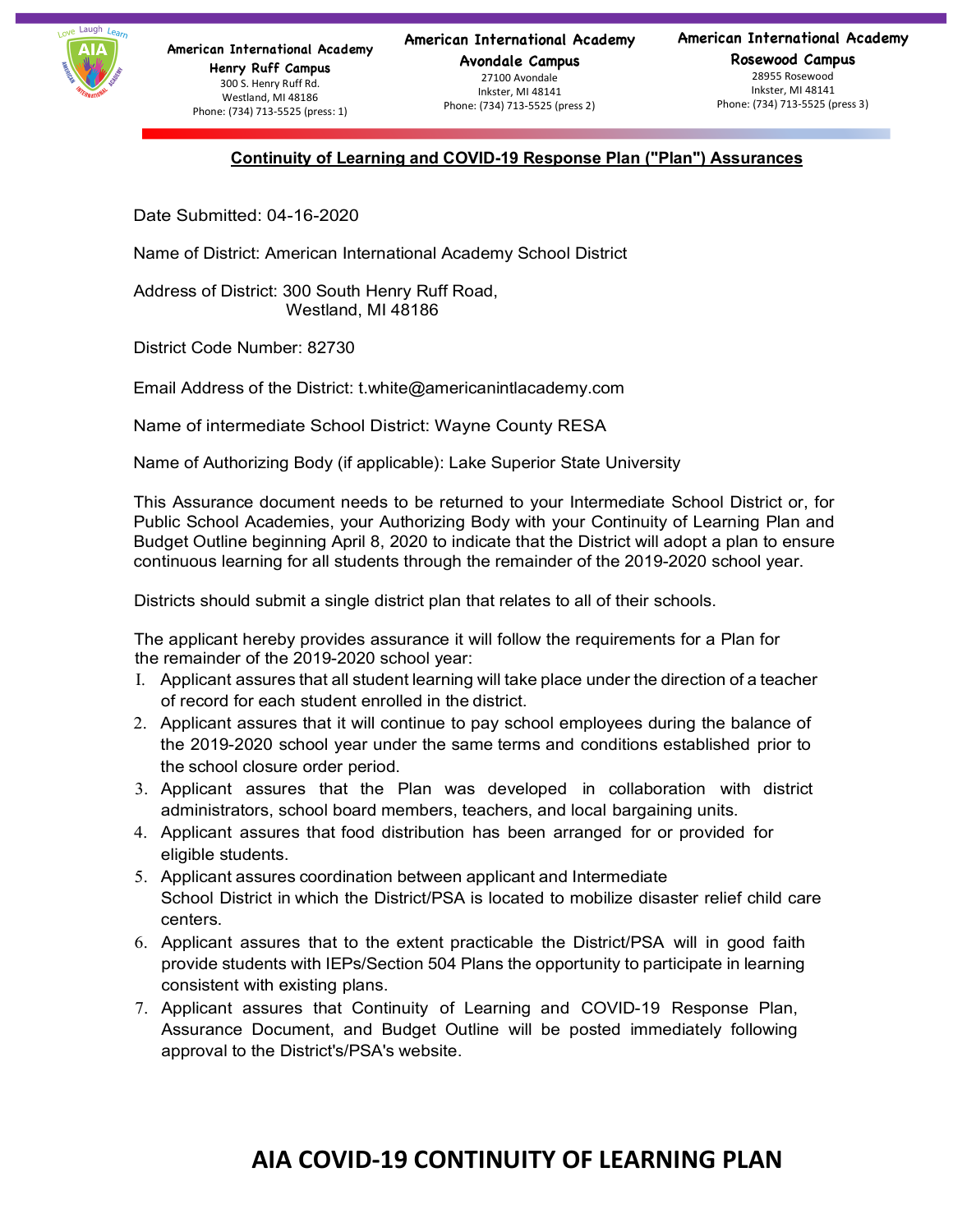American International Academy
Henry Ruff Campus
300 S. Henry Ruff Rd.
Westland, MI 48186
Phone: (734) 713-5525 (press: 1)

American International Academy
Avondale Campus
27100 Avondale
Inkster, MI 48141
Phone: (734) 713-5525 (press 2)

American International Academy
Rosewood Campus
28955 Rosewood
Inkster, MI 48141
Phone: (734) 713-5525 (press 3)

## Continuity of Learning and COVID-19 Response Plan ("Plan") Assurances

Date Submitted: 04-16-2020

Name of District: American International Academy School District

Address of District: 300 South Henry Ruff Road,
Westland, MI 48186

District Code Number: 82730

Email Address of the District: t.white@americanintlacademy.com

Name of intermediate School District: Wayne County RESA

Name of Authorizing Body (if applicable): Lake Superior State University

This Assurance document needs to be returned to your Intermediate School District or, for Public School Academies, your Authorizing Body with your Continuity of Learning Plan and Budget Outline beginning April 8, 2020 to indicate that the District will adopt a plan to ensure continuous learning for all students through the remainder of the 2019-2020 school year.

Districts should submit a single district plan that relates to all of their schools.

The applicant hereby provides assurance it will follow the requirements for a Plan for the remainder of the 2019-2020 school year:

1. Applicant assures that all student learning will take place under the direction of a teacher of record for each student enrolled in the district.
2. Applicant assures that it will continue to pay school employees during the balance of the 2019-2020 school year under the same terms and conditions established prior to the school closure order period.
3. Applicant assures that the Plan was developed in collaboration with district administrators, school board members, teachers, and local bargaining units.
4. Applicant assures that food distribution has been arranged for or provided for eligible students.
5. Applicant assures coordination between applicant and Intermediate School District in which the District/PSA is located to mobilize disaster relief child care centers.
6. Applicant assures that to the extent practicable the District/PSA will in good faith provide students with IEPs/Section 504 Plans the opportunity to participate in learning consistent with existing plans.
7. Applicant assures that Continuity of Learning and COVID-19 Response Plan, Assurance Document, and Budget Outline will be posted immediately following approval to the District's/PSA's website.

# AIA COVID-19 CONTINUITY OF LEARNING PLAN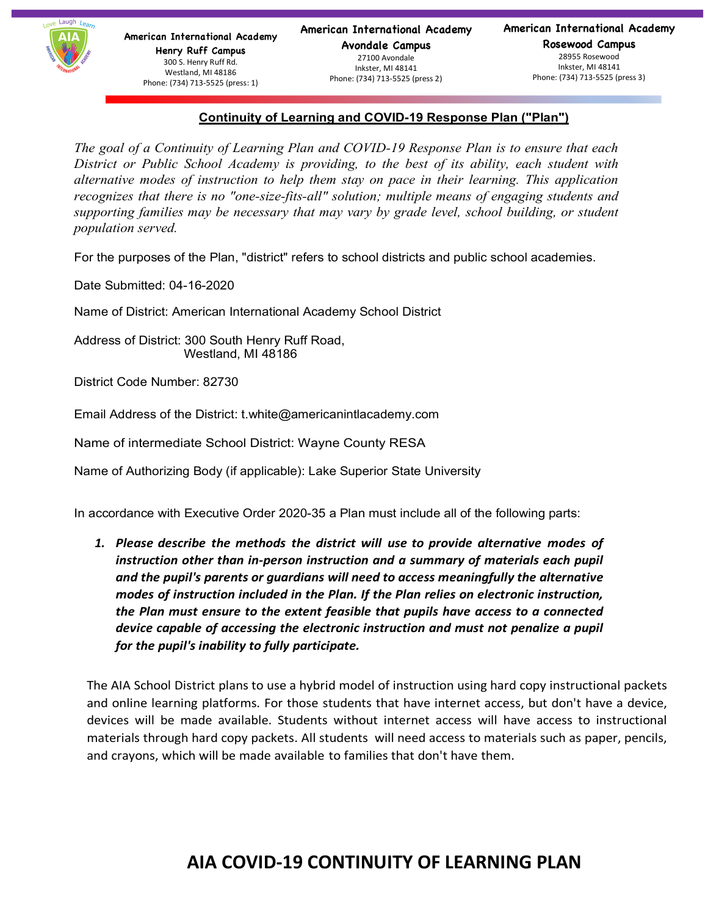American International Academy
Henry Ruff Campus
300 S. Henry Ruff Rd.
Westland, MI 48186
Phone: (734) 713-5525 (press: 1)

American International Academy
Avondale Campus
27100 Avondale
Inkster, MI 48141
Phone: (734) 713-5525 (press 2)

American International Academy
Rosewood Campus
28955 Rosewood
Inkster, MI 48141
Phone: (734) 713-5525 (press 3)

## Continuity of Learning and COVID-19 Response Plan ("Plan")

*The goal of a Continuity of Learning Plan and COVID-19 Response Plan is to ensure that each District or Public School Academy is providing, to the best of its ability, each student with alternative modes of instruction to help them stay on pace in their learning. This application recognizes that there is no "one-size-fits-all" solution; multiple means of engaging students and supporting families may be necessary that may vary by grade level, school building, or student population served.*

For the purposes of the Plan, "district" refers to school districts and public school academies.

Date Submitted: 04-16-2020

Name of District: American International Academy School District

Address of District: 300 South Henry Ruff Road,
Westland, MI 48186

District Code Number: 82730

Email Address of the District: t.white@americanintlacademy.com

Name of intermediate School District: Wayne County RESA

Name of Authorizing Body (if applicable): Lake Superior State University

In accordance with Executive Order 2020-35 a Plan must include all of the following parts:

1. ***Please describe the methods the district will use to provide alternative modes of instruction other than in-person instruction and a summary of materials each pupil and the pupil's parents or guardians will need to access meaningfully the alternative modes of instruction included in the Plan. If the Plan relies on electronic instruction, the Plan must ensure to the extent feasible that pupils have access to a connected device capable of accessing the electronic instruction and must not penalize a pupil for the pupil's inability to fully participate.***

The AIA School District plans to use a hybrid model of instruction using hard copy instructional packets and online learning platforms. For those students that have internet access, but don't have a device, devices will be made available. Students without internet access will have access to instructional materials through hard copy packets. All students will need access to materials such as paper, pencils, and crayons, which will be made available to families that don't have them.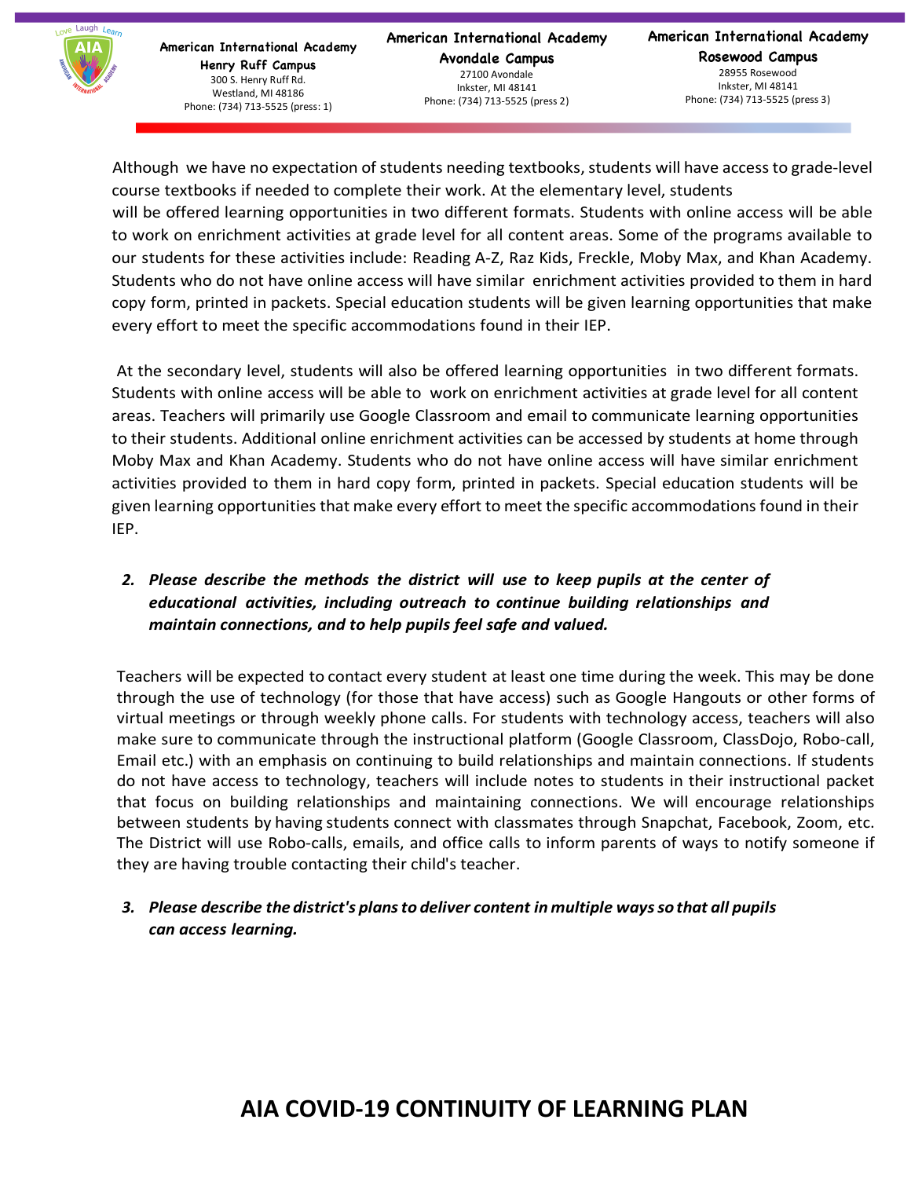Although we have no expectation of students needing textbooks, students will have access to grade-level course textbooks if needed to complete their work. At the elementary level, students will be offered learning opportunities in two different formats. Students with online access will be able to work on enrichment activities at grade level for all content areas. Some of the programs available to our students for these activities include: Reading A-Z, Raz Kids, Freckle, Moby Max, and Khan Academy. Students who do not have online access will have similar enrichment activities provided to them in hard copy form, printed in packets. Special education students will be given learning opportunities that make every effort to meet the specific accommodations found in their IEP.

At the secondary level, students will also be offered learning opportunities in two different formats. Students with online access will be able to work on enrichment activities at grade level for all content areas. Teachers will primarily use Google Classroom and email to communicate learning opportunities to their students. Additional online enrichment activities can be accessed by students at home through Moby Max and Khan Academy. Students who do not have online access will have similar enrichment activities provided to them in hard copy form, printed in packets. Special education students will be given learning opportunities that make every effort to meet the specific accommodations found in their IEP.

2. ***Please describe the methods the district will use to keep pupils at the center of educational activities, including outreach to continue building relationships and maintain connections, and to help pupils feel safe and valued.***

Teachers will be expected to contact every student at least one time during the week. This may be done through the use of technology (for those that have access) such as Google Hangouts or other forms of virtual meetings or through weekly phone calls. For students with technology access, teachers will also make sure to communicate through the instructional platform (Google Classroom, ClassDojo, Robo-call, Email etc.) with an emphasis on continuing to build relationships and maintain connections. If students do not have access to technology, teachers will include notes to students in their instructional packet that focus on building relationships and maintaining connections. We will encourage relationships between students by having students connect with classmates through Snapchat, Facebook, Zoom, etc. The District will use Robo-calls, emails, and office calls to inform parents of ways to notify someone if they are having trouble contacting their child's teacher.

3. ***Please describe the district's plans to deliver content in multiple ways so that all pupils can access learning.***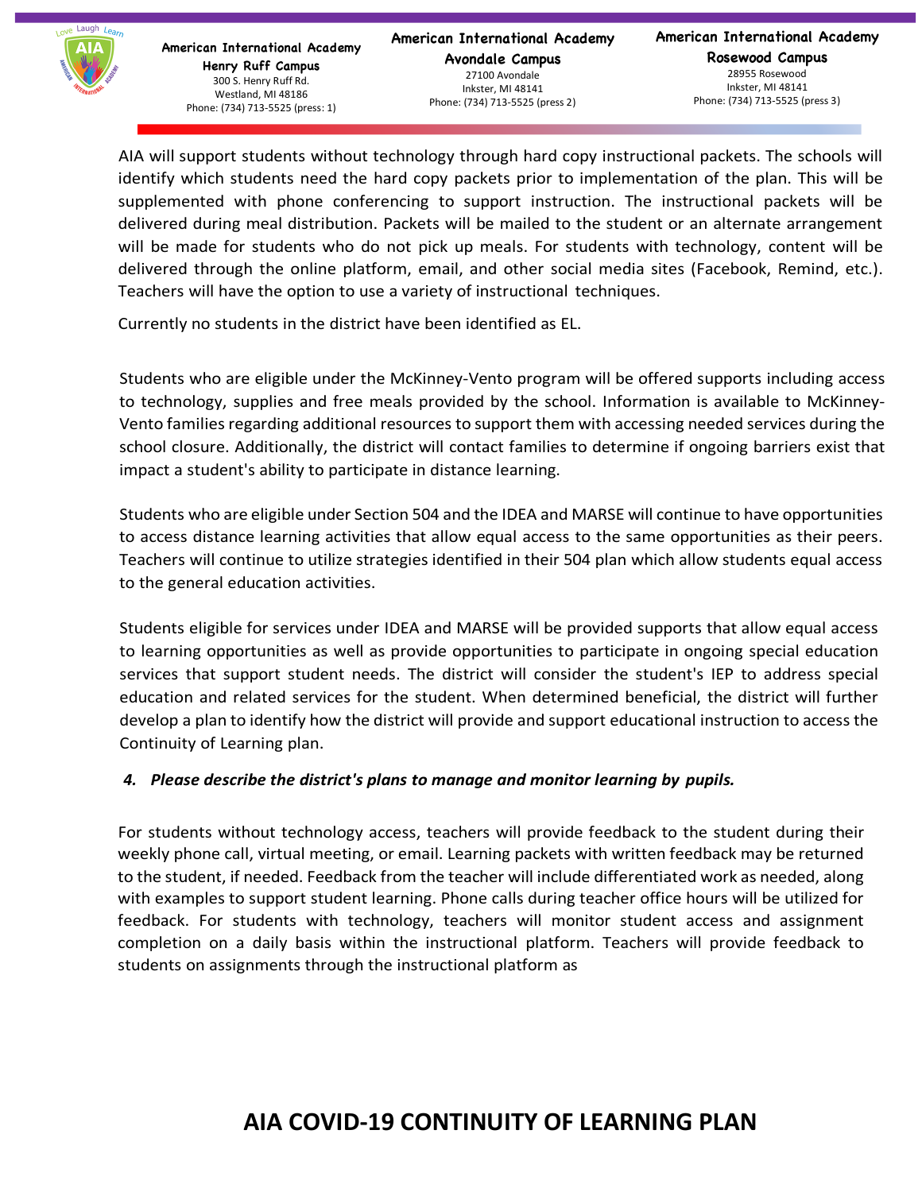AIA will support students without technology through hard copy instructional packets. The schools will identify which students need the hard copy packets prior to implementation of the plan. This will be supplemented with phone conferencing to support instruction. The instructional packets will be delivered during meal distribution. Packets will be mailed to the student or an alternate arrangement will be made for students who do not pick up meals. For students with technology, content will be delivered through the online platform, email, and other social media sites (Facebook, Remind, etc.). Teachers will have the option to use a variety of instructional techniques.

Currently no students in the district have been identified as EL.

Students who are eligible under the McKinney-Vento program will be offered supports including access to technology, supplies and free meals provided by the school. Information is available to McKinney-Vento families regarding additional resources to support them with accessing needed services during the school closure. Additionally, the district will contact families to determine if ongoing barriers exist that impact a student's ability to participate in distance learning.

Students who are eligible under Section 504 and the IDEA and MARSE will continue to have opportunities to access distance learning activities that allow equal access to the same opportunities as their peers. Teachers will continue to utilize strategies identified in their 504 plan which allow students equal access to the general education activities.

Students eligible for services under IDEA and MARSE will be provided supports that allow equal access to learning opportunities as well as provide opportunities to participate in ongoing special education services that support student needs. The district will consider the student's IEP to address special education and related services for the student. When determined beneficial, the district will further develop a plan to identify how the district will provide and support educational instruction to access the Continuity of Learning plan.

***4. Please describe the district's plans to manage and monitor learning by pupils.***

For students without technology access, teachers will provide feedback to the student during their weekly phone call, virtual meeting, or email. Learning packets with written feedback may be returned to the student, if needed. Feedback from the teacher will include differentiated work as needed, along with examples to support student learning. Phone calls during teacher office hours will be utilized for feedback. For students with technology, teachers will monitor student access and assignment completion on a daily basis within the instructional platform. Teachers will provide feedback to students on assignments through the instructional platform as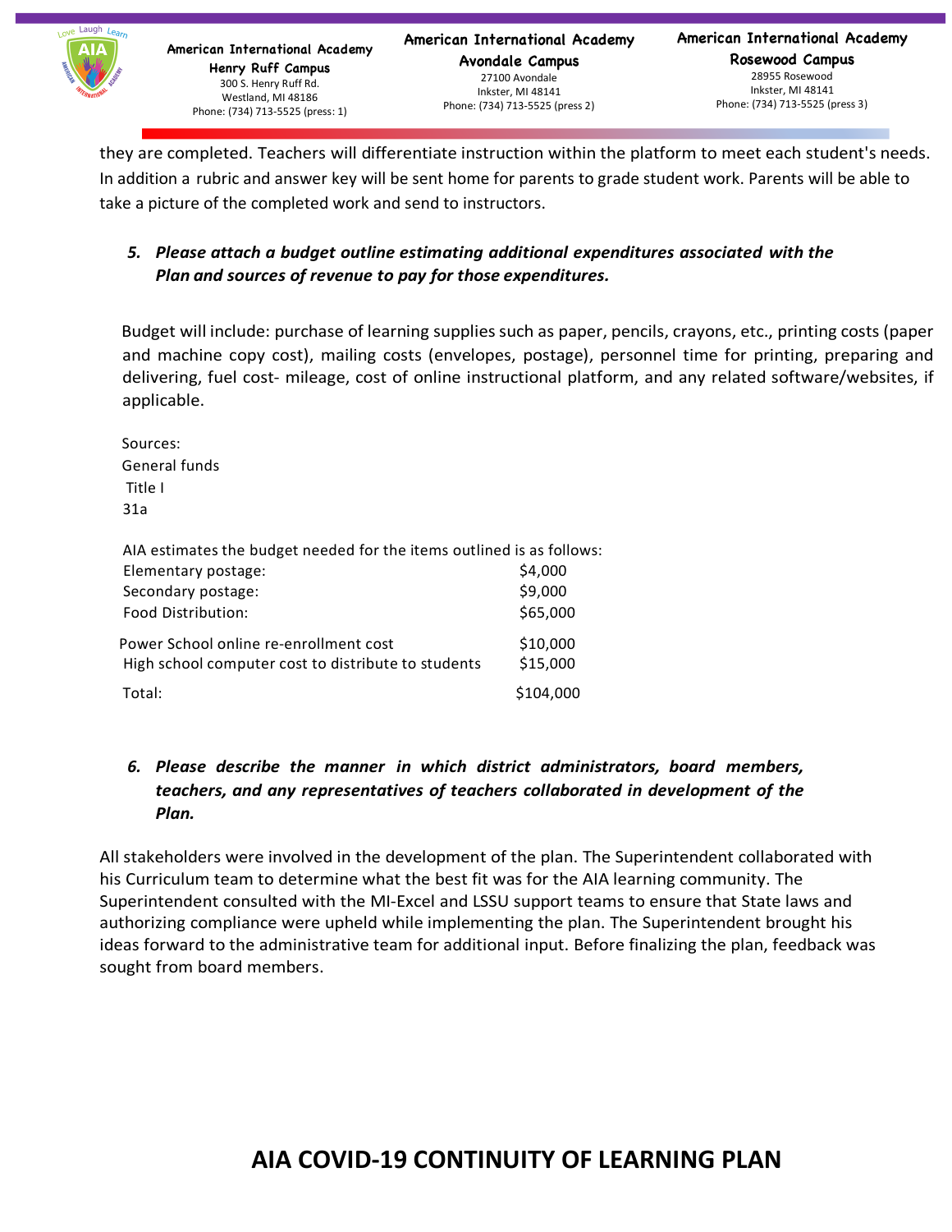they are completed. Teachers will differentiate instruction within the platform to meet each student's needs. In addition a rubric and answer key will be sent home for parents to grade student work. Parents will be able to take a picture of the completed work and send to instructors.

5. ***Please attach a budget outline estimating additional expenditures associated with the Plan and sources of revenue to pay for those expenditures.***

Budget will include: purchase of learning supplies such as paper, pencils, crayons, etc., printing costs (paper and machine copy cost), mailing costs (envelopes, postage), personnel time for printing, preparing and delivering, fuel cost- mileage, cost of online instructional platform, and any related software/websites, if applicable.

Sources:
General funds
Title I
31a

AIA estimates the budget needed for the items outlined is as follows:

| | |
|---|---|
| Elementary postage: | $4,000 |
| Secondary postage: | $9,000 |
| Food Distribution: | $65,000 |
| Power School online re-enrollment cost | $10,000 |
| High school computer cost to distribute to students | $15,000 |
| Total: | $104,000 |

6. ***Please describe the manner in which district administrators, board members, teachers, and any representatives of teachers collaborated in development of the Plan.***

All stakeholders were involved in the development of the plan. The Superintendent collaborated with his Curriculum team to determine what the best fit was for the AIA learning community. The Superintendent consulted with the MI-Excel and LSSU support teams to ensure that State laws and authorizing compliance were upheld while implementing the plan. The Superintendent brought his ideas forward to the administrative team for additional input. Before finalizing the plan, feedback was sought from board members.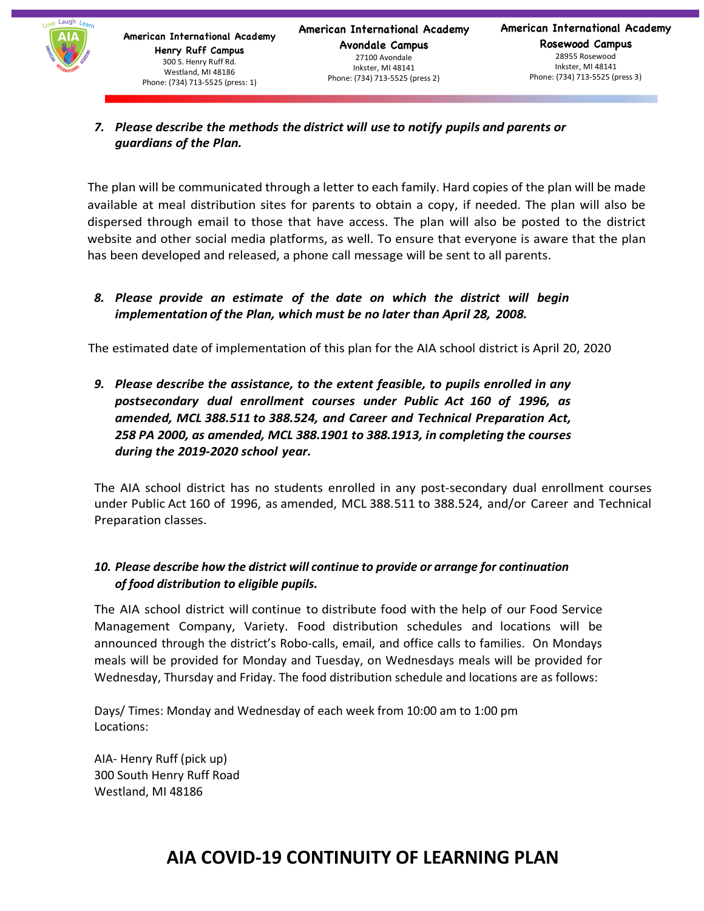7. ***Please describe the methods the district will use to notify pupils and parents or guardians of the Plan.***

The plan will be communicated through a letter to each family. Hard copies of the plan will be made available at meal distribution sites for parents to obtain a copy, if needed. The plan will also be dispersed through email to those that have access. The plan will also be posted to the district website and other social media platforms, as well. To ensure that everyone is aware that the plan has been developed and released, a phone call message will be sent to all parents.

8. ***Please provide an estimate of the date on which the district will begin implementation of the Plan, which must be no later than April 28, 2008.***

The estimated date of implementation of this plan for the AIA school district is April 20, 2020

9. ***Please describe the assistance, to the extent feasible, to pupils enrolled in any postsecondary dual enrollment courses under Public Act 160 of 1996, as amended, MCL 388.511 to 388.524, and Career and Technical Preparation Act, 258 PA 2000, as amended, MCL 388.1901 to 388.1913, in completing the courses during the 2019-2020 school year.***

The AIA school district has no students enrolled in any post-secondary dual enrollment courses under Public Act 160 of 1996, as amended, MCL 388.511 to 388.524, and/or Career and Technical Preparation classes.

10. ***Please describe how the district will continue to provide or arrange for continuation of food distribution to eligible pupils.***

The AIA school district will continue to distribute food with the help of our Food Service Management Company, Variety. Food distribution schedules and locations will be announced through the district's Robo-calls, email, and office calls to families. On Mondays meals will be provided for Monday and Tuesday, on Wednesdays meals will be provided for Wednesday, Thursday and Friday. The food distribution schedule and locations are as follows:

Days/ Times: Monday and Wednesday of each week from 10:00 am to 1:00 pm
Locations:

AIA- Henry Ruff (pick up)
300 South Henry Ruff Road
Westland, MI 48186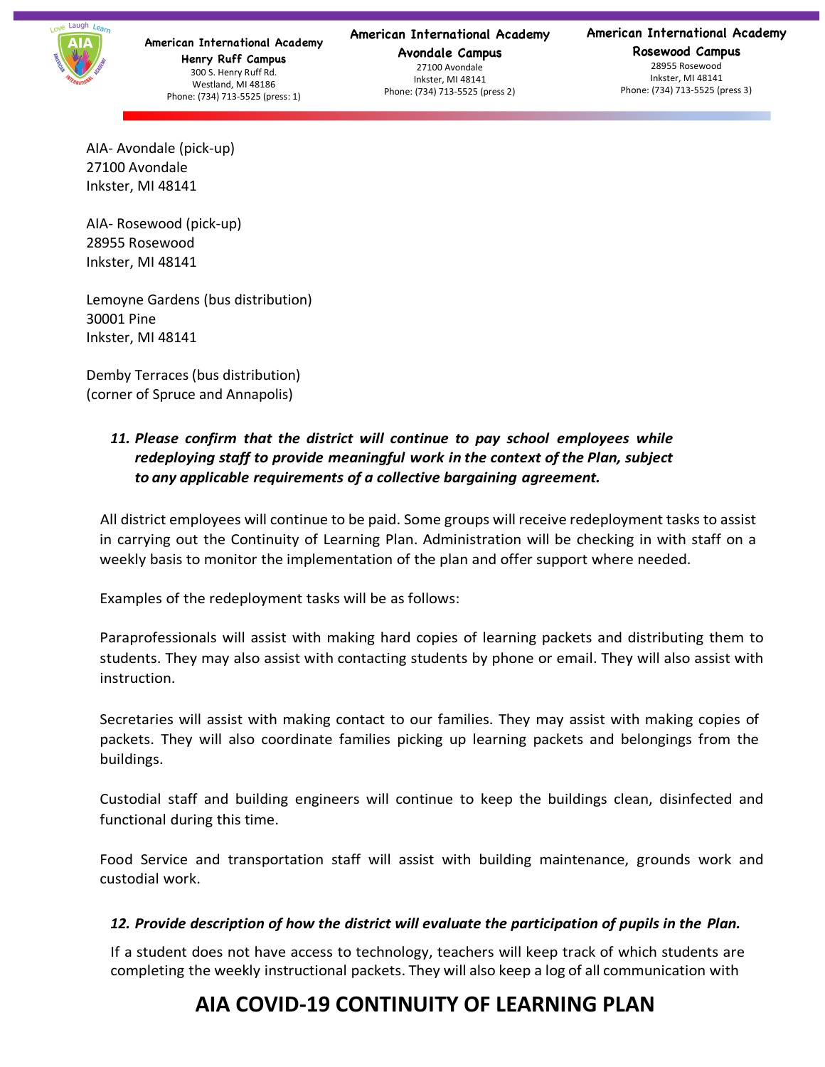AIA- Avondale (pick-up)
27100 Avondale
Inkster, MI 48141

AIA- Rosewood (pick-up)
28955 Rosewood
Inkster, MI 48141

Lemoyne Gardens (bus distribution)
30001 Pine
Inkster, MI 48141

Demby Terraces (bus distribution)
(corner of Spruce and Annapolis)

***11. Please confirm that the district will continue to pay school employees while redeploying staff to provide meaningful work in the context of the Plan, subject to any applicable requirements of a collective bargaining agreement.***

All district employees will continue to be paid. Some groups will receive redeployment tasks to assist in carrying out the Continuity of Learning Plan. Administration will be checking in with staff on a weekly basis to monitor the implementation of the plan and offer support where needed.

Examples of the redeployment tasks will be as follows:

Paraprofessionals will assist with making hard copies of learning packets and distributing them to students. They may also assist with contacting students by phone or email. They will also assist with instruction.

Secretaries will assist with making contact to our families. They may assist with making copies of packets. They will also coordinate families picking up learning packets and belongings from the buildings.

Custodial staff and building engineers will continue to keep the buildings clean, disinfected and functional during this time.

Food Service and transportation staff will assist with building maintenance, grounds work and custodial work.

***12. Provide description of how the district will evaluate the participation of pupils in the Plan.***

If a student does not have access to technology, teachers will keep track of which students are completing the weekly instructional packets. They will also keep a log of all communication with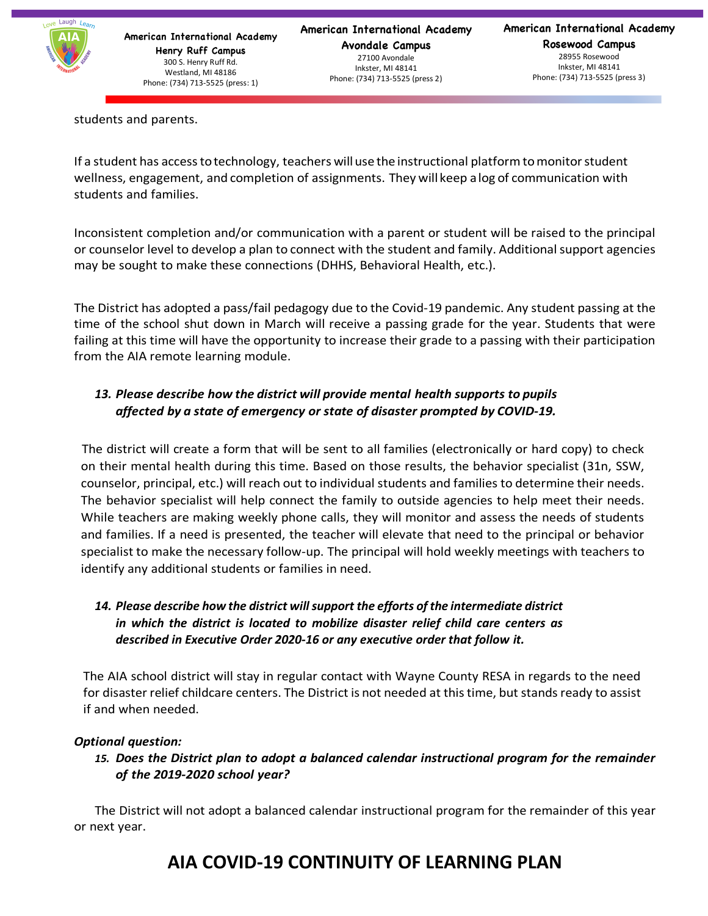students and parents.

If a student has access to technology, teachers will use the instructional platform to monitor student wellness, engagement, and completion of assignments. They will keep a log of communication with students and families.

Inconsistent completion and/or communication with a parent or student will be raised to the principal or counselor level to develop a plan to connect with the student and family. Additional support agencies may be sought to make these connections (DHHS, Behavioral Health, etc.).

The District has adopted a pass/fail pedagogy due to the Covid-19 pandemic. Any student passing at the time of the school shut down in March will receive a passing grade for the year. Students that were failing at this time will have the opportunity to increase their grade to a passing with their participation from the AIA remote learning module.

13. ***Please describe how the district will provide mental health supports to pupils affected by a state of emergency or state of disaster prompted by COVID-19.***

The district will create a form that will be sent to all families (electronically or hard copy) to check on their mental health during this time. Based on those results, the behavior specialist (31n, SSW, counselor, principal, etc.) will reach out to individual students and families to determine their needs. The behavior specialist will help connect the family to outside agencies to help meet their needs. While teachers are making weekly phone calls, they will monitor and assess the needs of students and families. If a need is presented, the teacher will elevate that need to the principal or behavior specialist to make the necessary follow-up. The principal will hold weekly meetings with teachers to identify any additional students or families in need.

14. ***Please describe how the district will support the efforts of the intermediate district in which the district is located to mobilize disaster relief child care centers as described in Executive Order 2020-16 or any executive order that follow it.***

The AIA school district will stay in regular contact with Wayne County RESA in regards to the need for disaster relief childcare centers. The District is not needed at this time, but stands ready to assist if and when needed.

***Optional question:***

15. ***Does the District plan to adopt a balanced calendar instructional program for the remainder of the 2019-2020 school year?***

The District will not adopt a balanced calendar instructional program for the remainder of this year or next year.

# AIA COVID-19 CONTINUITY OF LEARNING PLAN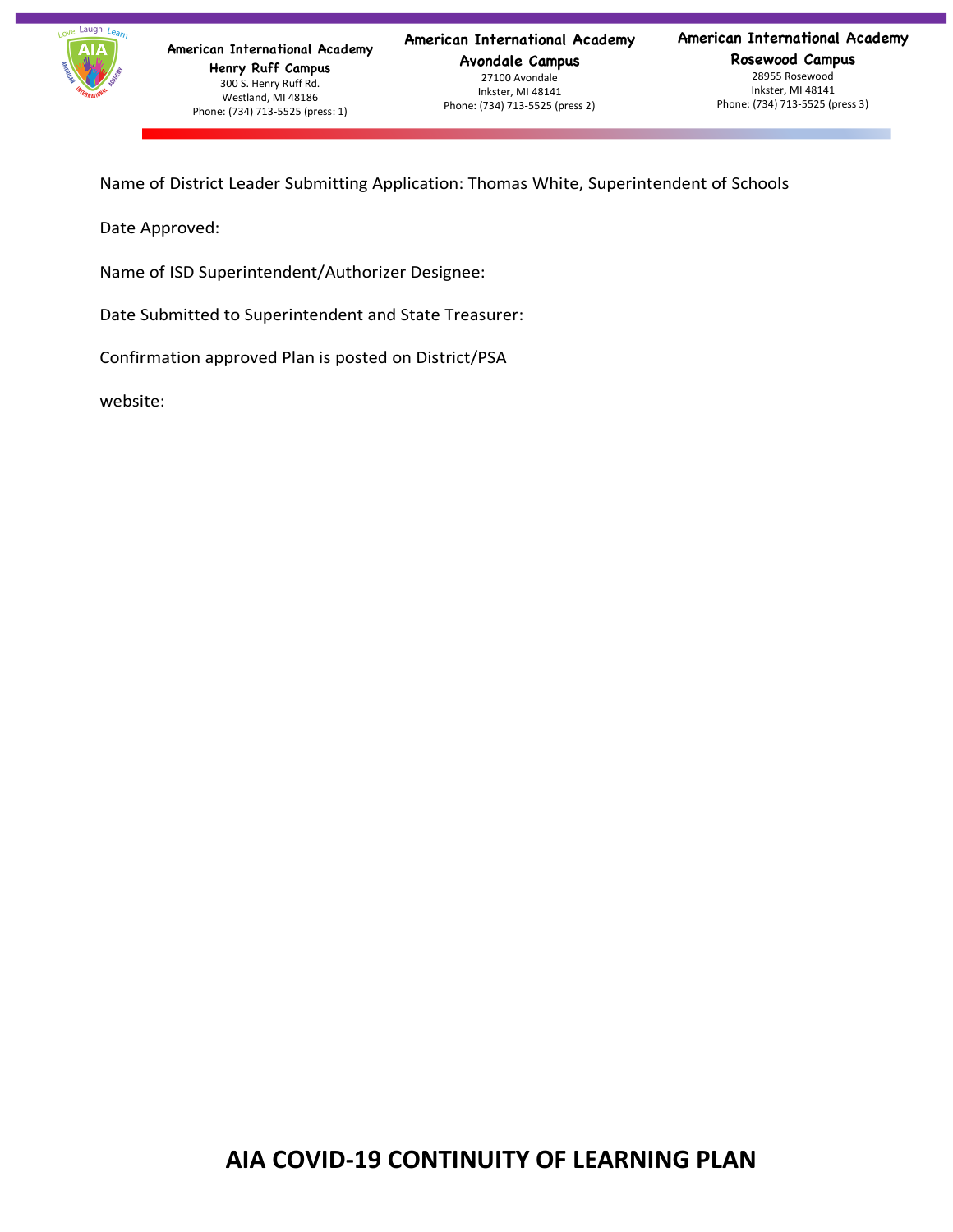Name of District Leader Submitting Application: Thomas White, Superintendent of Schools

Date Approved:

Name of ISD Superintendent/Authorizer Designee:

Date Submitted to Superintendent and State Treasurer:

Confirmation approved Plan is posted on District/PSA

website:

# AIA COVID-19 CONTINUITY OF LEARNING PLAN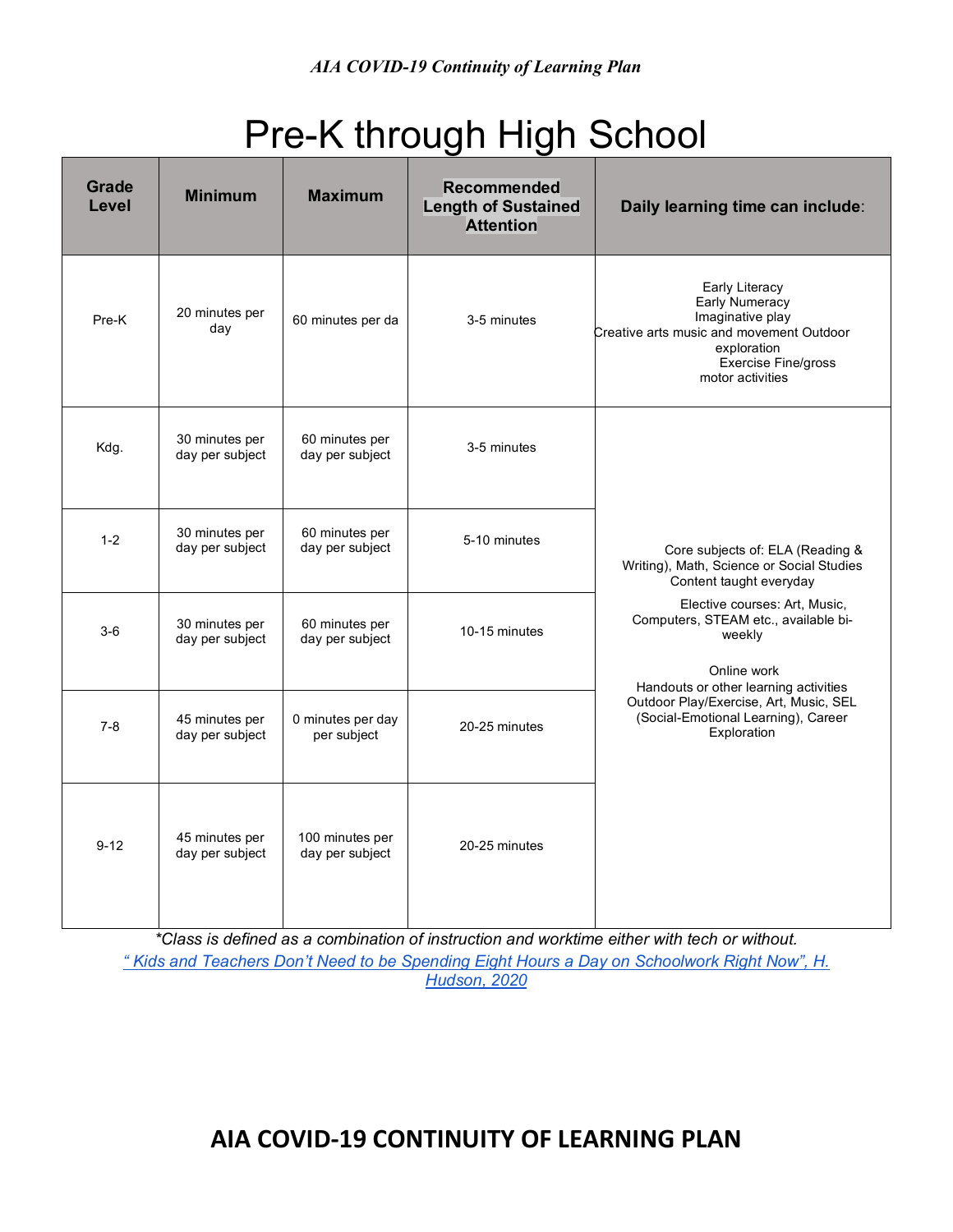# Pre-K through High School

| Grade Level | Minimum | Maximum | Recommended Length of Sustained Attention | Daily learning time can include: |
|---|---|---|---|---|
| Pre-K | 20 minutes per day | 60 minutes per da | 3-5 minutes | Early Literacy<br>Early Numeracy<br>Imaginative play<br>Creative arts music and movement Outdoor exploration<br>Exercise Fine/gross motor activities |
| Kdg. | 30 minutes per day per subject | 60 minutes per day per subject | 3-5 minutes | Core subjects of: ELA (Reading & Writing), Math, Science or Social Studies Content taught everyday<br>Elective courses: Art, Music, Computers, STEAM etc., available bi-weekly<br>Online work<br>Handouts or other learning activities<br>Outdoor Play/Exercise, Art, Music, SEL (Social-Emotional Learning), Career Exploration |
| 1-2 | 30 minutes per day per subject | 60 minutes per day per subject | 5-10 minutes | |
| 3-6 | 30 minutes per day per subject | 60 minutes per day per subject | 10-15 minutes | |
| 7-8 | 45 minutes per day per subject | 0 minutes per day per subject | 20-25 minutes | |
| 9-12 | 45 minutes per day per subject | 100 minutes per day per subject | 20-25 minutes | |

*\*Class is defined as a combination of instruction and worktime either with tech or without.*

[" Kids and Teachers Don't Need to be Spending Eight Hours a Day on Schoolwork Right Now", H. Hudson, 2020]

**AIA COVID-19 CONTINUITY OF LEARNING PLAN**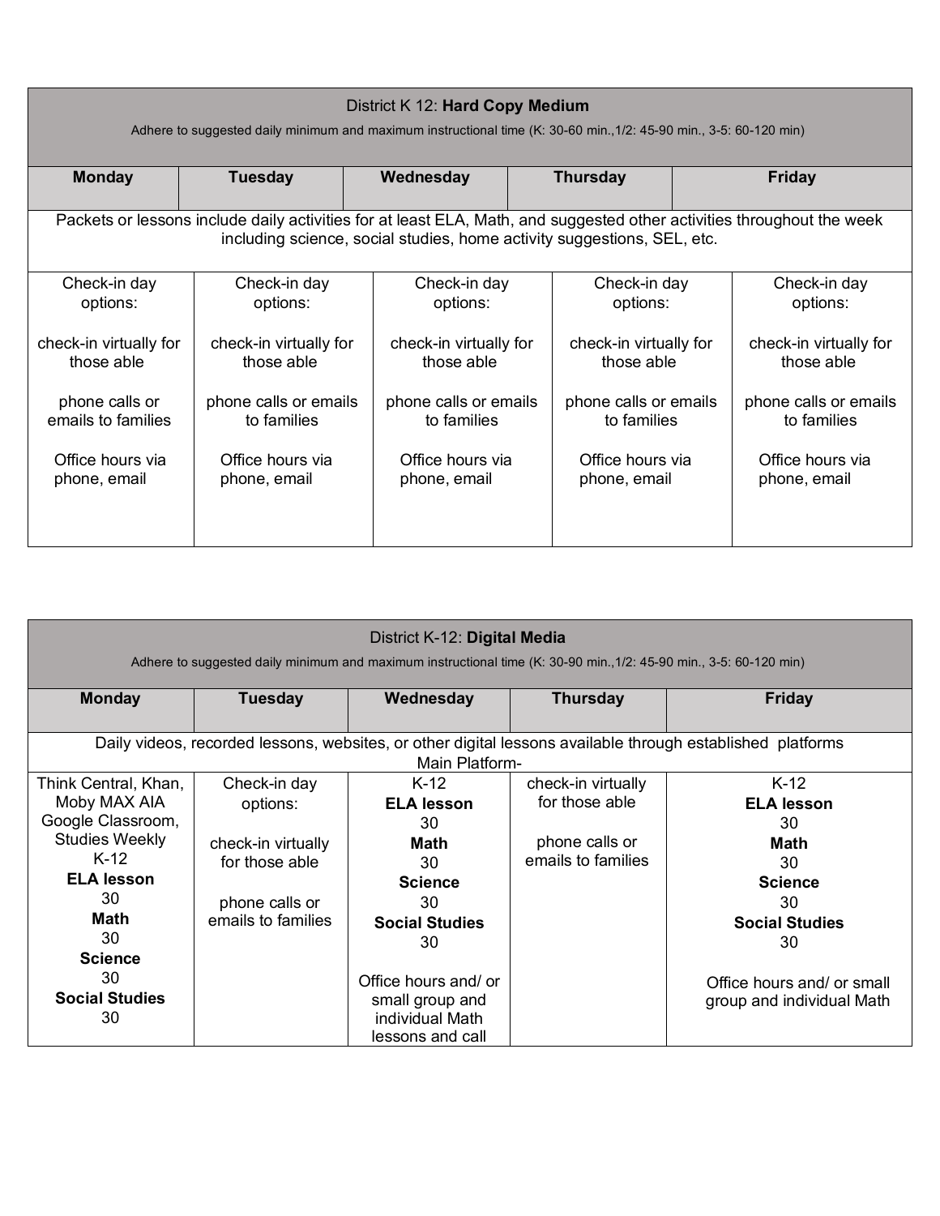| District K 12: **Hard Copy Medium**<br>Adhere to suggested daily minimum and maximum instructional time (K: 30-60 min.,1/2: 45-90 min., 3-5: 60-120 min) | | | | |
|---|---|---|---|---|
| **Monday** | **Tuesday** | **Wednesday** | **Thursday** | **Friday** |
| Packets or lessons include daily activities for at least ELA, Math, and suggested other activities throughout the week including science, social studies, home activity suggestions, SEL, etc. | | | | |
| Check-in day options:<br><br>check-in virtually for those able<br><br>phone calls or emails to families<br><br>Office hours via phone, email | Check-in day options:<br><br>check-in virtually for those able<br><br>phone calls or emails to families<br><br>Office hours via phone, email | Check-in day options:<br><br>check-in virtually for those able<br><br>phone calls or emails to families<br><br>Office hours via phone, email | Check-in day options:<br><br>check-in virtually for those able<br><br>phone calls or emails to families<br><br>Office hours via phone, email | Check-in day options:<br><br>check-in virtually for those able<br><br>phone calls or emails to families<br><br>Office hours via phone, email |

| District K-12: **Digital Media**<br>Adhere to suggested daily minimum and maximum instructional time (K: 30-90 min.,1/2: 45-90 min., 3-5: 60-120 min) | | | | |
|---|---|---|---|---|
| **Monday** | **Tuesday** | **Wednesday** | **Thursday** | **Friday** |
| Daily videos, recorded lessons, websites, or other digital lessons available through established platforms<br>Main Platform- | | | | |
| Think Central, Khan, Moby MAX AIA Google Classroom, Studies Weekly<br>K-12<br>**ELA lesson**<br>30<br>**Math**<br>30<br>**Science**<br>30<br>**Social Studies**<br>30 | Check-in day options:<br><br>check-in virtually for those able<br><br>phone calls or emails to families | K-12<br>**ELA lesson**<br>30<br>**Math**<br>30<br>**Science**<br>30<br>**Social Studies**<br>30<br><br>Office hours and/ or small group and individual Math lessons and call | check-in virtually for those able<br><br>phone calls or emails to families | K-12<br>**ELA lesson**<br>30<br>**Math**<br>30<br>**Science**<br>30<br>**Social Studies**<br>30<br><br>Office hours and/ or small group and individual Math |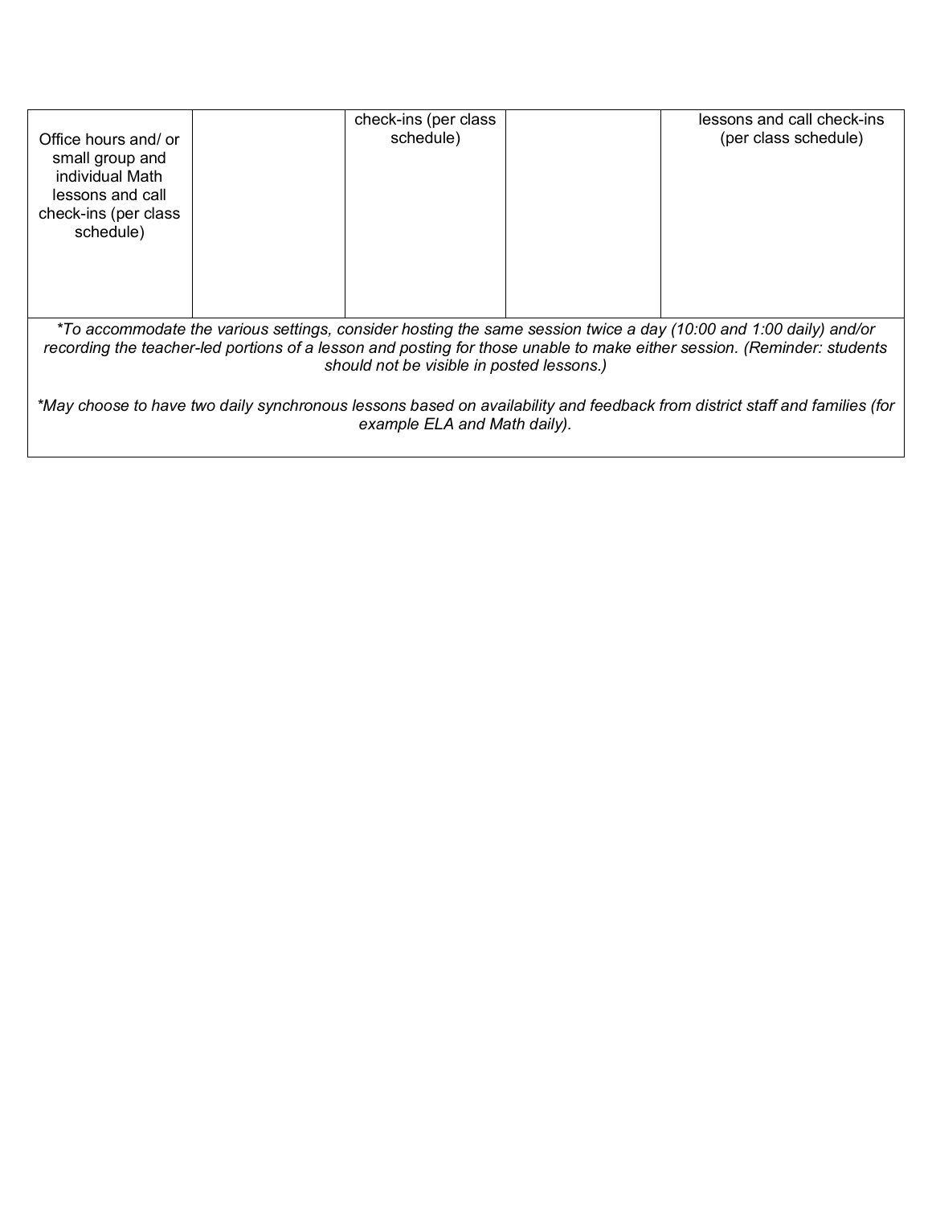| | | | | |
|---|---|---|---|---|
| Office hours and/ or small group and individual Math lessons and call check-ins (per class schedule) | | check-ins (per class schedule) | | lessons and call check-ins (per class schedule) |

*\*To accommodate the various settings, consider hosting the same session twice a day (10:00 and 1:00 daily) and/or recording the teacher-led portions of a lesson and posting for those unable to make either session. (Reminder: students should not be visible in posted lessons.)*

*\*May choose to have two daily synchronous lessons based on availability and feedback from district staff and families (for example ELA and Math daily).*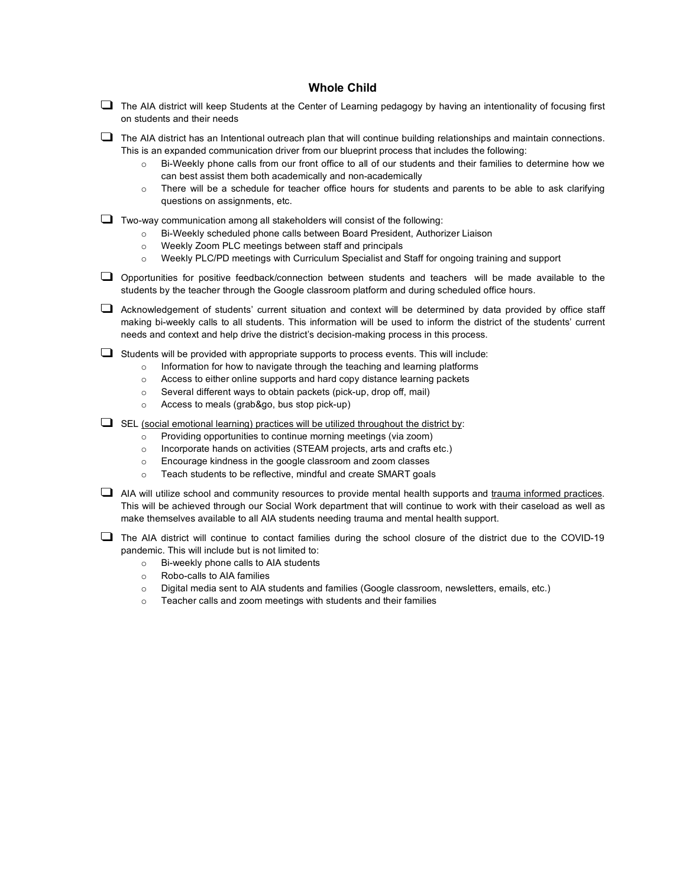## Whole Child

- [ ] The AIA district will keep Students at the Center of Learning pedagogy by having an intentionality of focusing first on students and their needs
- [ ] The AIA district has an Intentional outreach plan that will continue building relationships and maintain connections. This is an expanded communication driver from our blueprint process that includes the following:
    - Bi-Weekly phone calls from our front office to all of our students and their families to determine how we can best assist them both academically and non-academically
    - There will be a schedule for teacher office hours for students and parents to be able to ask clarifying questions on assignments, etc.
- [ ] Two-way communication among all stakeholders will consist of the following:
    - Bi-Weekly scheduled phone calls between Board President, Authorizer Liaison
    - Weekly Zoom PLC meetings between staff and principals
    - Weekly PLC/PD meetings with Curriculum Specialist and Staff for ongoing training and support
- [ ] Opportunities for positive feedback/connection between students and teachers will be made available to the students by the teacher through the Google classroom platform and during scheduled office hours.
- [ ] Acknowledgement of students' current situation and context will be determined by data provided by office staff making bi-weekly calls to all students. This information will be used to inform the district of the students' current needs and context and help drive the district's decision-making process in this process.
- [ ] Students will be provided with appropriate supports to process events. This will include:
    - Information for how to navigate through the teaching and learning platforms
    - Access to either online supports and hard copy distance learning packets
    - Several different ways to obtain packets (pick-up, drop off, mail)
    - Access to meals (grab&go, bus stop pick-up)
- [ ] SEL <u>(social emotional learning) practices will be utilized throughout the district by</u>:
    - Providing opportunities to continue morning meetings (via zoom)
    - Incorporate hands on activities (STEAM projects, arts and crafts etc.)
    - Encourage kindness in the google classroom and zoom classes
    - Teach students to be reflective, mindful and create SMART goals
- [ ] AIA will utilize school and community resources to provide mental health supports and <u>trauma informed practices</u>. This will be achieved through our Social Work department that will continue to work with their caseload as well as make themselves available to all AIA students needing trauma and mental health support.
- [ ] The AIA district will continue to contact families during the school closure of the district due to the COVID-19 pandemic. This will include but is not limited to:
    - Bi-weekly phone calls to AIA students
    - Robo-calls to AIA families
    - Digital media sent to AIA students and families (Google classroom, newsletters, emails, etc.)
    - Teacher calls and zoom meetings with students and their families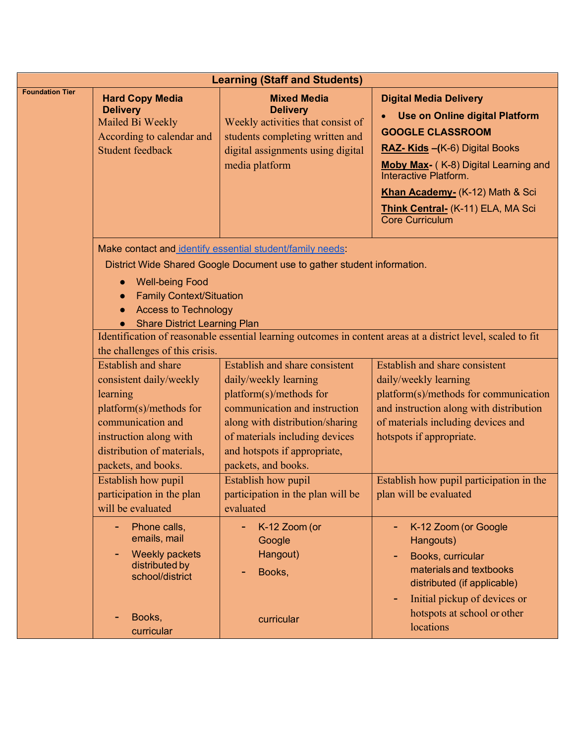| Learning (Staff and Students) | | | |
|---|---|---|---|
| **Foundation Tier** | **Hard Copy Media Delivery**<br>Mailed Bi Weekly According to calendar and Student feedback | **Mixed Media Delivery**<br>Weekly activities that consist of students completing written and digital assignments using digital media platform | **Digital Media Delivery**<br>• **Use on Online digital Platform**<br>**GOOGLE CLASSROOM**<br>**RAZ- Kids** –(K-6) Digital Books<br>**Moby Max-** ( K-8) Digital Learning and Interactive Platform.<br>**Khan Academy-** (K-12) Math & Sci<br>**Think Central-** (K-11) ELA, MA Sci Core Curriculum |
| | Make contact and identify essential student/family needs:<br>District Wide Shared Google Document use to gather student information.<br>• Well-being Food<br>• Family Context/Situation<br>• Access to Technology<br>• Share District Learning Plan | | |
| | Identification of reasonable essential learning outcomes in content areas at a district level, scaled to fit the challenges of this crisis. | | |
| | Establish and share consistent daily/weekly learning platform(s)/methods for communication and instruction along with distribution of materials, packets, and books. | Establish and share consistent daily/weekly learning platform(s)/methods for communication and instruction along with distribution/sharing of materials including devices and hotspots if appropriate, packets, and books. | Establish and share consistent daily/weekly learning platform(s)/methods for communication and instruction along with distribution of materials including devices and hotspots if appropriate. |
| | Establish how pupil participation in the plan will be evaluated | Establish how pupil participation in the plan will be evaluated | Establish how pupil participation in the plan will be evaluated |
| | - Phone calls, emails, mail<br>- Weekly packets distributed by school/district<br>- Books, curricular | - K-12 Zoom (or Google Hangout)<br>- Books,<br>curricular | - K-12 Zoom (or Google Hangouts)<br>- Books, curricular materials and textbooks distributed (if applicable)<br>- Initial pickup of devices or hotspots at school or other locations |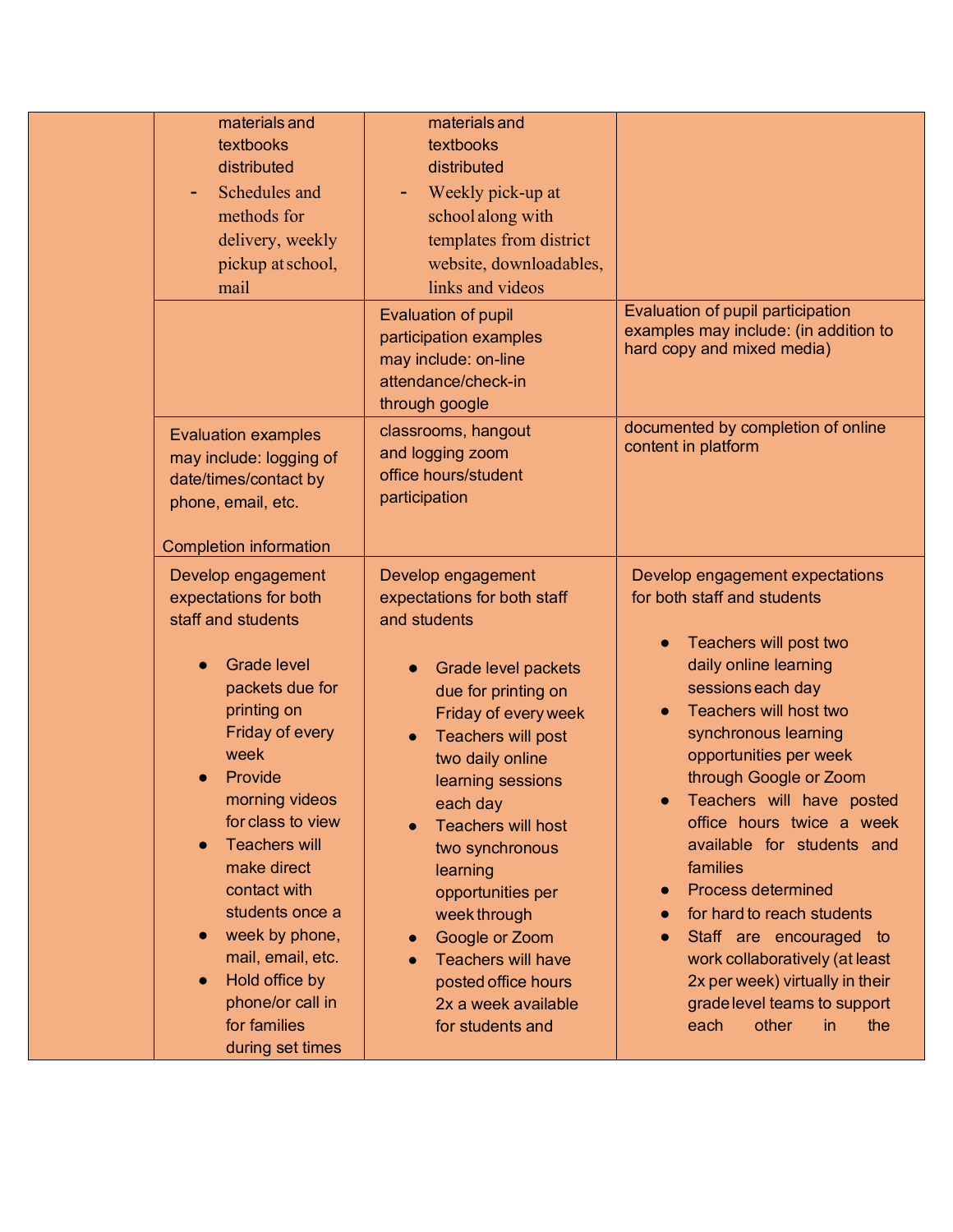| | | | |
|---|---|---|---|
| | materials and textbooks distributed<br>- Schedules and methods for delivery, weekly pickup at school, mail | materials and textbooks distributed<br>- Weekly pick-up at school along with templates from district website, downloadables, links and videos | |
| | | Evaluation of pupil participation examples may include: on-line attendance/check-in through google | Evaluation of pupil participation examples may include: (in addition to hard copy and mixed media) |
| | Evaluation examples may include: logging of date/times/contact by phone, email, etc.<br><br>Completion information | classrooms, hangout and logging zoom office hours/student participation | documented by completion of online content in platform |
| | Develop engagement expectations for both staff and students<br><br>● Grade level packets due for printing on Friday of every week<br>● Provide morning videos for class to view<br>● Teachers will make direct contact with students once a<br>● week by phone, mail, email, etc.<br>● Hold office by phone/or call in for families during set times | Develop engagement expectations for both staff and students<br><br>● Grade level packets due for printing on Friday of every week<br>● Teachers will post two daily online learning sessions each day<br>● Teachers will host two synchronous learning opportunities per week through<br>● Google or Zoom<br>● Teachers will have posted office hours 2x a week available for students and | Develop engagement expectations for both staff and students<br><br>● Teachers will post two daily online learning sessions each day<br>● Teachers will host two synchronous learning opportunities per week through Google or Zoom<br>● Teachers will have posted office hours twice a week available for students and families<br>● Process determined<br>● for hard to reach students<br>● Staff are encouraged to work collaboratively (at least 2x per week) virtually in their grade level teams to support each other in the |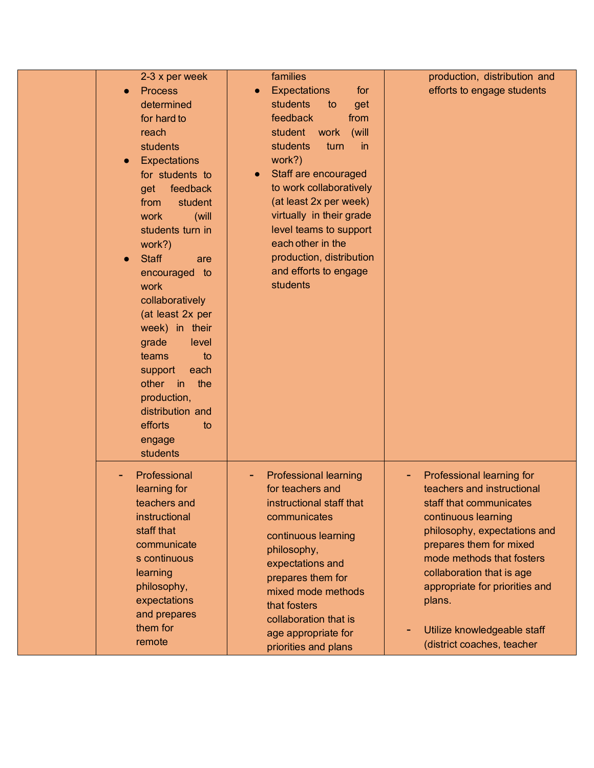| | | | |
|---|---|---|---|
| | 2-3 x per week<br>● Process determined for hard to reach students<br>● Expectations for students to get feedback from student work (will students turn in work?)<br>● Staff are encouraged to work collaboratively (at least 2x per week) in their grade level teams to support each other in the production, distribution and efforts to engage students | families<br>● Expectations for students to get feedback from student work (will students turn in work?)<br>● Staff are encouraged to work collaboratively (at least 2x per week) virtually in their grade level teams to support each other in the production, distribution and efforts to engage students | production, distribution and efforts to engage students |
| | - Professional learning for teachers and instructional staff that communicates continuous learning philosophy, expectations and prepares them for remote | - Professional learning for teachers and instructional staff that communicates continuous learning philosophy, expectations and prepares them for mixed mode methods that fosters collaboration that is age appropriate for priorities and plans | - Professional learning for teachers and instructional staff that communicates continuous learning philosophy, expectations and prepares them for mixed mode methods that fosters collaboration that is age appropriate for priorities and plans.<br><br>- Utilize knowledgeable staff (district coaches, teacher |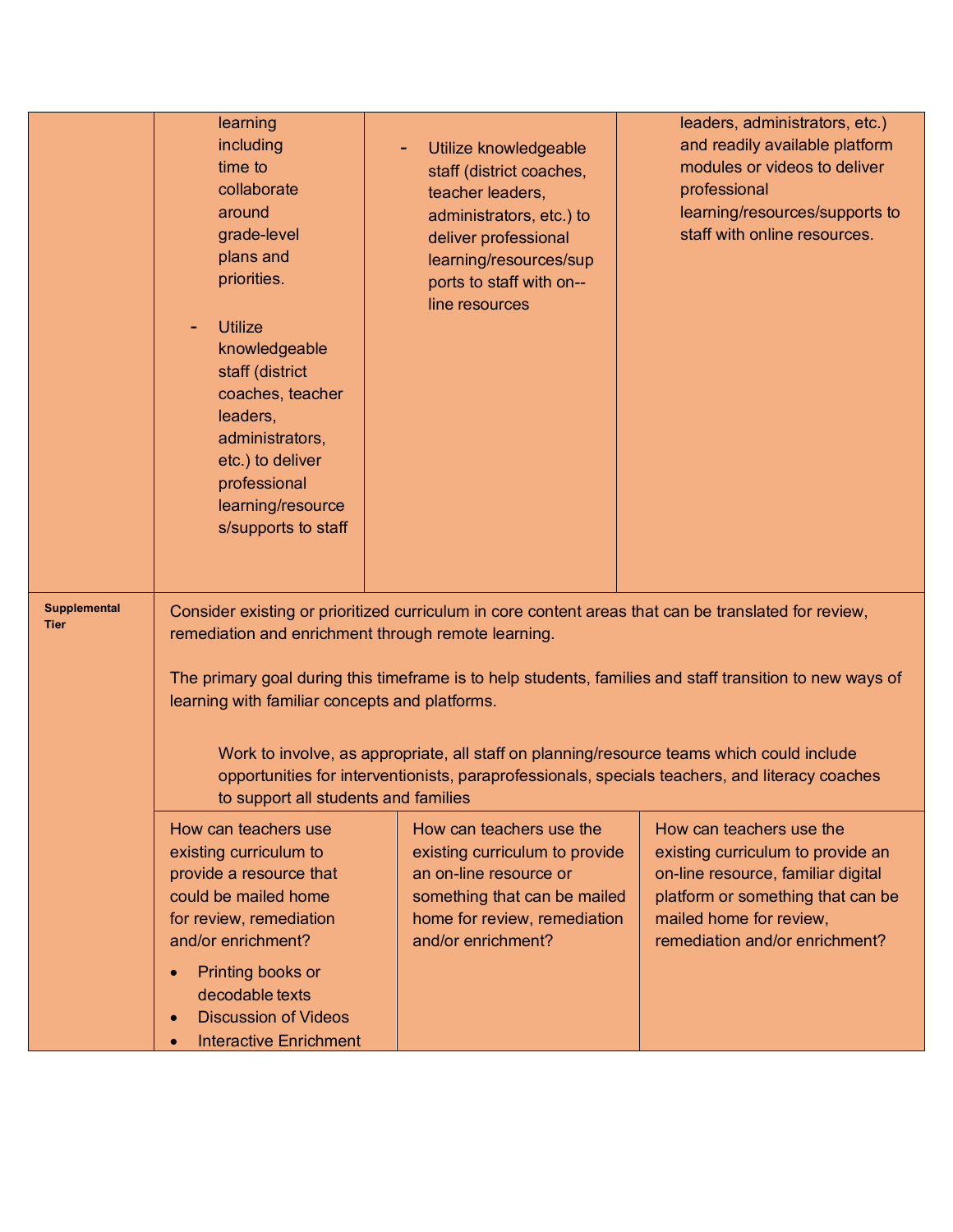| | | | |
|---|---|---|---|
| | learning including time to collaborate around grade-level plans and priorities.<br><br>- Utilize knowledgeable staff (district coaches, teacher leaders, administrators, etc.) to deliver professional learning/resources/supports to staff | - Utilize knowledgeable staff (district coaches, teacher leaders, administrators, etc.) to deliver professional learning/resources/supports to staff with on--line resources | leaders, administrators, etc.) and readily available platform modules or videos to deliver professional learning/resources/supports to staff with online resources. |
| **Supplemental Tier** | Consider existing or prioritized curriculum in core content areas that can be translated for review, remediation and enrichment through remote learning.<br><br>The primary goal during this timeframe is to help students, families and staff transition to new ways of learning with familiar concepts and platforms.<br><br>Work to involve, as appropriate, all staff on planning/resource teams which could include opportunities for interventionists, paraprofessionals, specials teachers, and literacy coaches to support all students and families | | |
| | How can teachers use existing curriculum to provide a resource that could be mailed home for review, remediation and/or enrichment?<br><br>• Printing books or decodable texts<br>• Discussion of Videos<br>• Interactive Enrichment | How can teachers use the existing curriculum to provide an on-line resource or something that can be mailed home for review, remediation and/or enrichment? | How can teachers use the existing curriculum to provide an on-line resource, familiar digital platform or something that can be mailed home for review, remediation and/or enrichment? |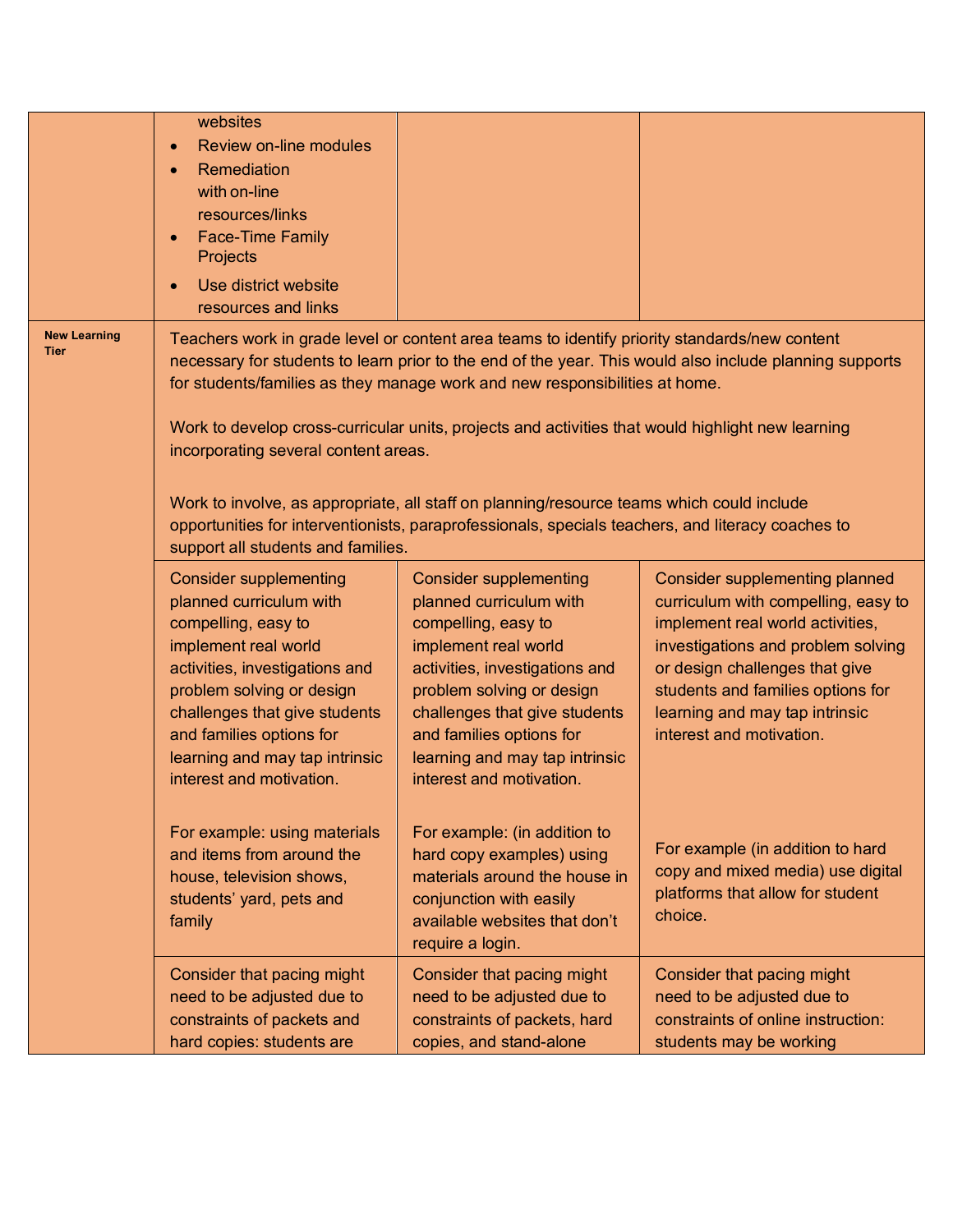| | | | |
|---|---|---|---|
| | websites<br>• Review on-line modules<br>• Remediation with on-line resources/links<br>• Face-Time Family Projects<br>• Use district website resources and links | | |
| **New Learning Tier** | Teachers work in grade level or content area teams to identify priority standards/new content necessary for students to learn prior to the end of the year. This would also include planning supports for students/families as they manage work and new responsibilities at home.<br><br>Work to develop cross-curricular units, projects and activities that would highlight new learning incorporating several content areas.<br><br>Work to involve, as appropriate, all staff on planning/resource teams which could include opportunities for interventionists, paraprofessionals, specials teachers, and literacy coaches to support all students and families. | | |
| | Consider supplementing planned curriculum with compelling, easy to implement real world activities, investigations and problem solving or design challenges that give students and families options for learning and may tap intrinsic interest and motivation.<br><br>For example: using materials and items from around the house, television shows, students' yard, pets and family | Consider supplementing planned curriculum with compelling, easy to implement real world activities, investigations and problem solving or design challenges that give students and families options for learning and may tap intrinsic interest and motivation.<br><br>For example: (in addition to hard copy examples) using materials around the house in conjunction with easily available websites that don't require a login. | Consider supplementing planned curriculum with compelling, easy to implement real world activities, investigations and problem solving or design challenges that give students and families options for learning and may tap intrinsic interest and motivation.<br><br>For example (in addition to hard copy and mixed media) use digital platforms that allow for student choice. |
| | Consider that pacing might need to be adjusted due to constraints of packets and hard copies: students are | Consider that pacing might need to be adjusted due to constraints of packets, hard copies, and stand-alone | Consider that pacing might need to be adjusted due to constraints of online instruction: students may be working |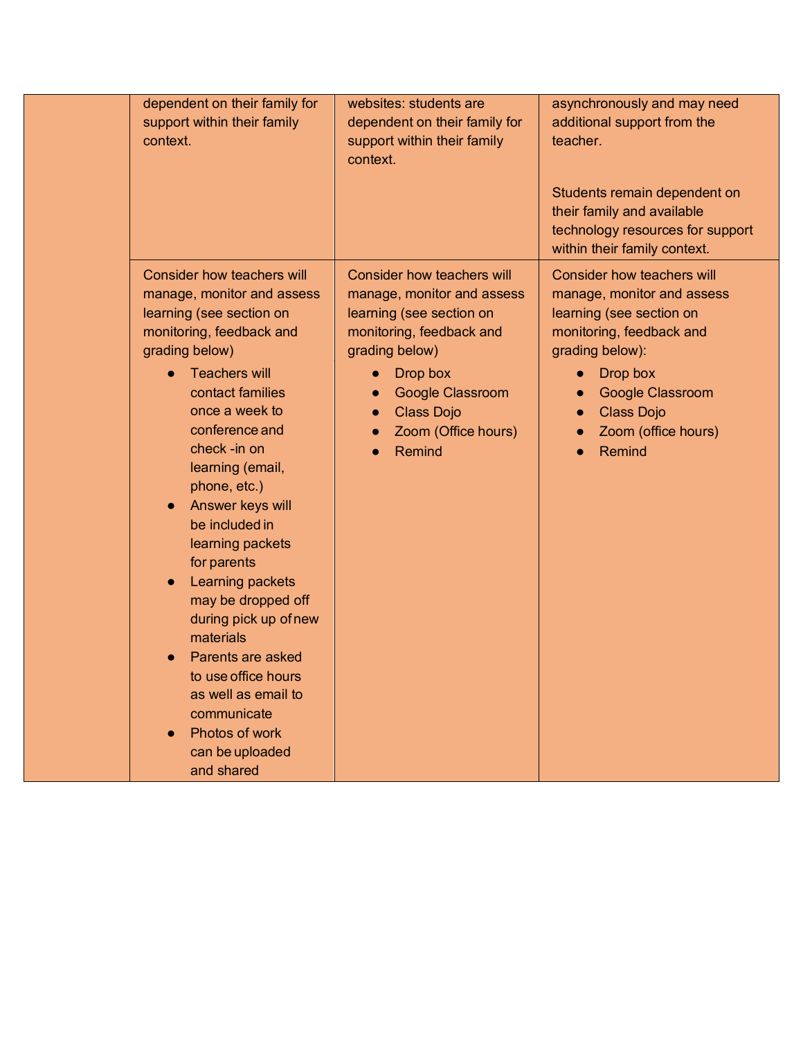| | | | |
|---|---|---|---|
| | dependent on their family for support within their family context. | websites: students are dependent on their family for support within their family context. | asynchronously and may need additional support from the teacher.<br><br>Students remain dependent on their family and available technology resources for support within their family context. |
| | Consider how teachers will manage, monitor and assess learning (see section on monitoring, feedback and grading below)<br>● Teachers will contact families once a week to conference and check -in on learning (email, phone, etc.)<br>● Answer keys will be included in learning packets for parents<br>● Learning packets may be dropped off during pick up of new materials<br>● Parents are asked to use office hours as well as email to communicate<br>● Photos of work can be uploaded and shared | Consider how teachers will manage, monitor and assess learning (see section on monitoring, feedback and grading below)<br>● Drop box<br>● Google Classroom<br>● Class Dojo<br>● Zoom (Office hours)<br>● Remind | Consider how teachers will manage, monitor and assess learning (see section on monitoring, feedback and grading below):<br>● Drop box<br>● Google Classroom<br>● Class Dojo<br>● Zoom (office hours)<br>● Remind |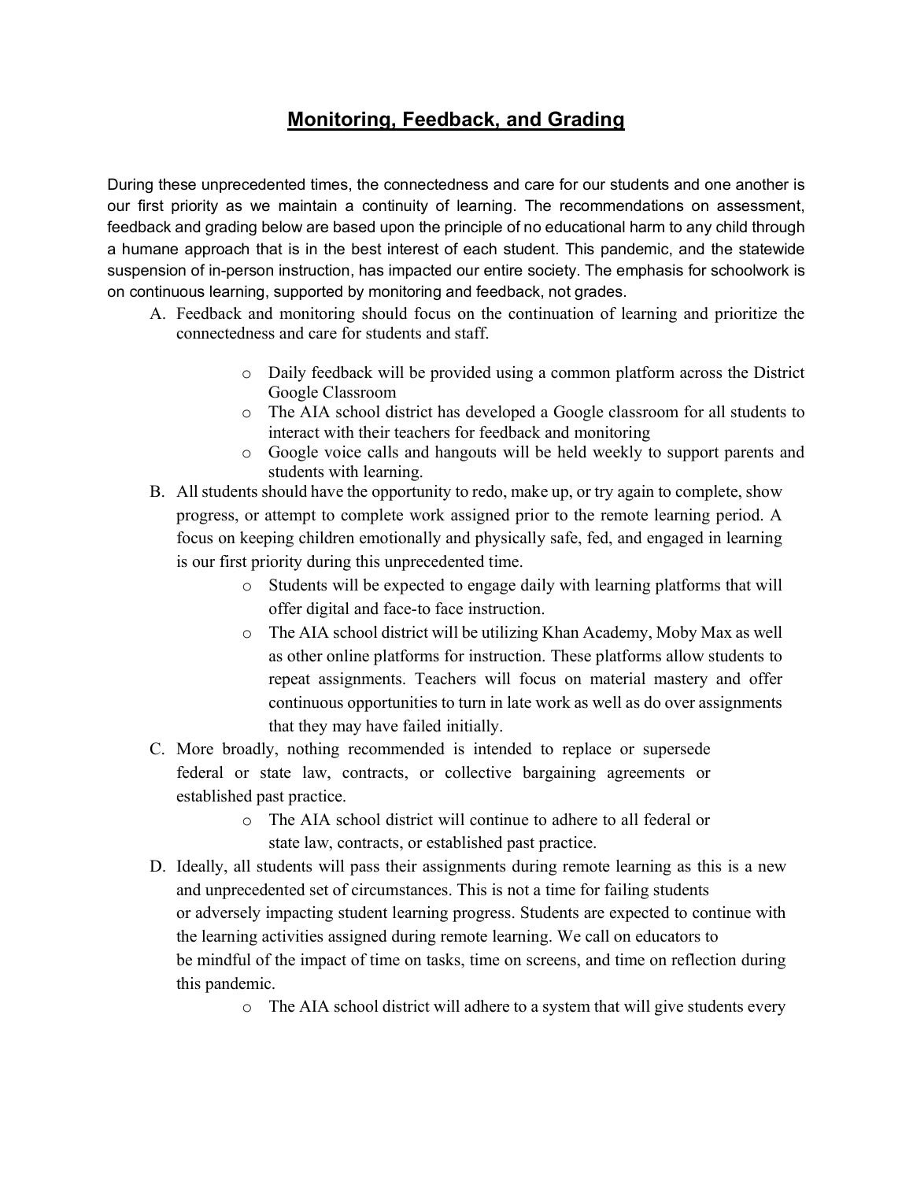# Monitoring, Feedback, and Grading

During these unprecedented times, the connectedness and care for our students and one another is our first priority as we maintain a continuity of learning. The recommendations on assessment, feedback and grading below are based upon the principle of no educational harm to any child through a humane approach that is in the best interest of each student. This pandemic, and the statewide suspension of in-person instruction, has impacted our entire society. The emphasis for schoolwork is on continuous learning, supported by monitoring and feedback, not grades.

A. Feedback and monitoring should focus on the continuation of learning and prioritize the connectedness and care for students and staff.

   - Daily feedback will be provided using a common platform across the District Google Classroom
   - The AIA school district has developed a Google classroom for all students to interact with their teachers for feedback and monitoring
   - Google voice calls and hangouts will be held weekly to support parents and students with learning.

B. All students should have the opportunity to redo, make up, or try again to complete, show progress, or attempt to complete work assigned prior to the remote learning period. A focus on keeping children emotionally and physically safe, fed, and engaged in learning is our first priority during this unprecedented time.

   - Students will be expected to engage daily with learning platforms that will offer digital and face-to face instruction.
   - The AIA school district will be utilizing Khan Academy, Moby Max as well as other online platforms for instruction. These platforms allow students to repeat assignments. Teachers will focus on material mastery and offer continuous opportunities to turn in late work as well as do over assignments that they may have failed initially.

C. More broadly, nothing recommended is intended to replace or supersede federal or state law, contracts, or collective bargaining agreements or established past practice.

   - The AIA school district will continue to adhere to all federal or state law, contracts, or established past practice.

D. Ideally, all students will pass their assignments during remote learning as this is a new and unprecedented set of circumstances. This is not a time for failing students or adversely impacting student learning progress. Students are expected to continue with the learning activities assigned during remote learning. We call on educators to be mindful of the impact of time on tasks, time on screens, and time on reflection during this pandemic.

   - The AIA school district will adhere to a system that will give students every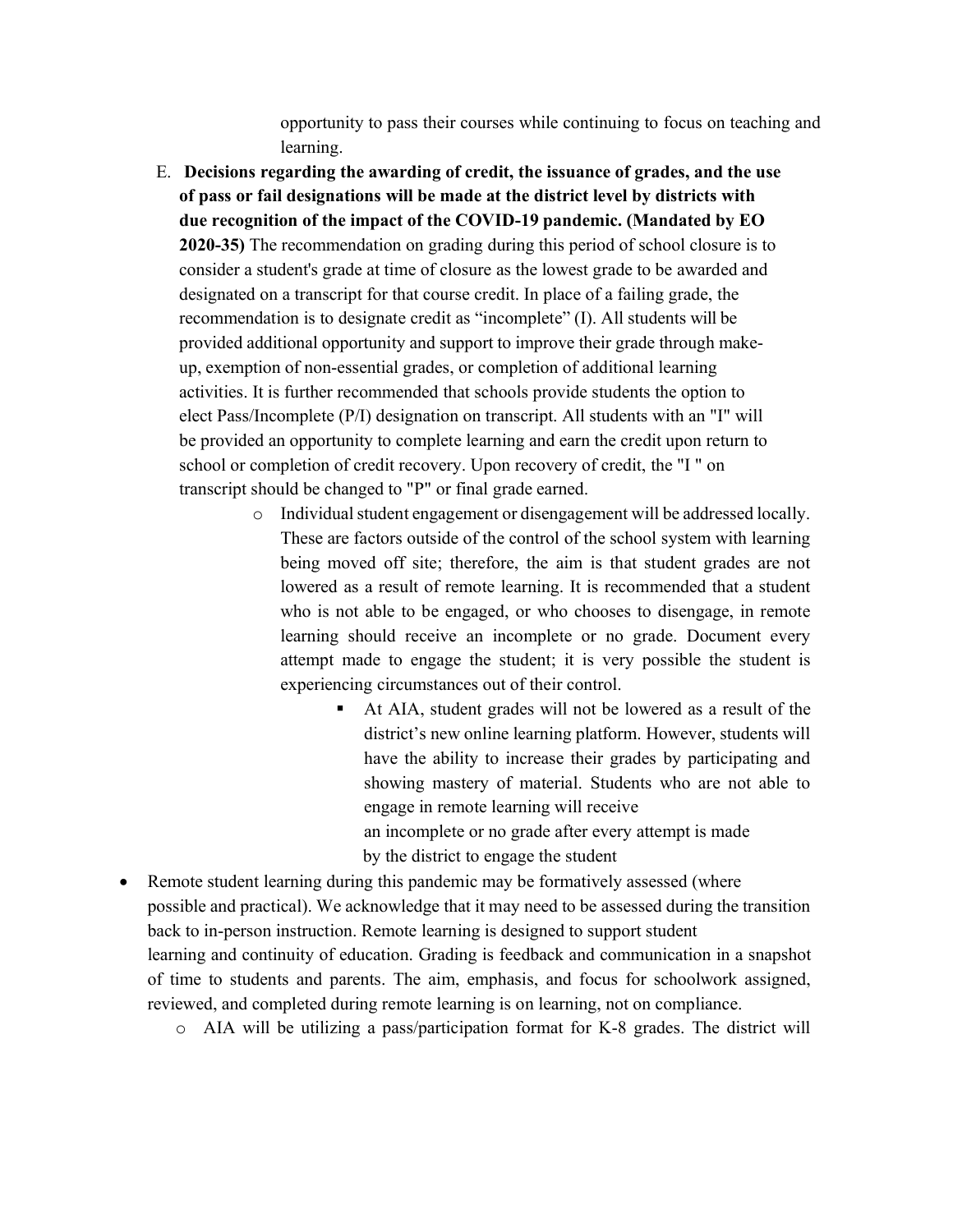opportunity to pass their courses while continuing to focus on teaching and learning.

E. **Decisions regarding the awarding of credit, the issuance of grades, and the use of pass or fail designations will be made at the district level by districts with due recognition of the impact of the COVID-19 pandemic. (Mandated by EO 2020-35)** The recommendation on grading during this period of school closure is to consider a student's grade at time of closure as the lowest grade to be awarded and designated on a transcript for that course credit. In place of a failing grade, the recommendation is to designate credit as "incomplete" (I). All students will be provided additional opportunity and support to improve their grade through make-up, exemption of non-essential grades, or completion of additional learning activities. It is further recommended that schools provide students the option to elect Pass/Incomplete (P/I) designation on transcript. All students with an "I" will be provided an opportunity to complete learning and earn the credit upon return to school or completion of credit recovery. Upon recovery of credit, the "I " on transcript should be changed to "P" or final grade earned.

    - Individual student engagement or disengagement will be addressed locally. These are factors outside of the control of the school system with learning being moved off site; therefore, the aim is that student grades are not lowered as a result of remote learning. It is recommended that a student who is not able to be engaged, or who chooses to disengage, in remote learning should receive an incomplete or no grade. Document every attempt made to engage the student; it is very possible the student is experiencing circumstances out of their control.
        - At AIA, student grades will not be lowered as a result of the district's new online learning platform. However, students will have the ability to increase their grades by participating and showing mastery of material. Students who are not able to engage in remote learning will receive an incomplete or no grade after every attempt is made by the district to engage the student

- Remote student learning during this pandemic may be formatively assessed (where possible and practical). We acknowledge that it may need to be assessed during the transition back to in-person instruction. Remote learning is designed to support student learning and continuity of education. Grading is feedback and communication in a snapshot of time to students and parents. The aim, emphasis, and focus for schoolwork assigned, reviewed, and completed during remote learning is on learning, not on compliance.
    - AIA will be utilizing a pass/participation format for K-8 grades. The district will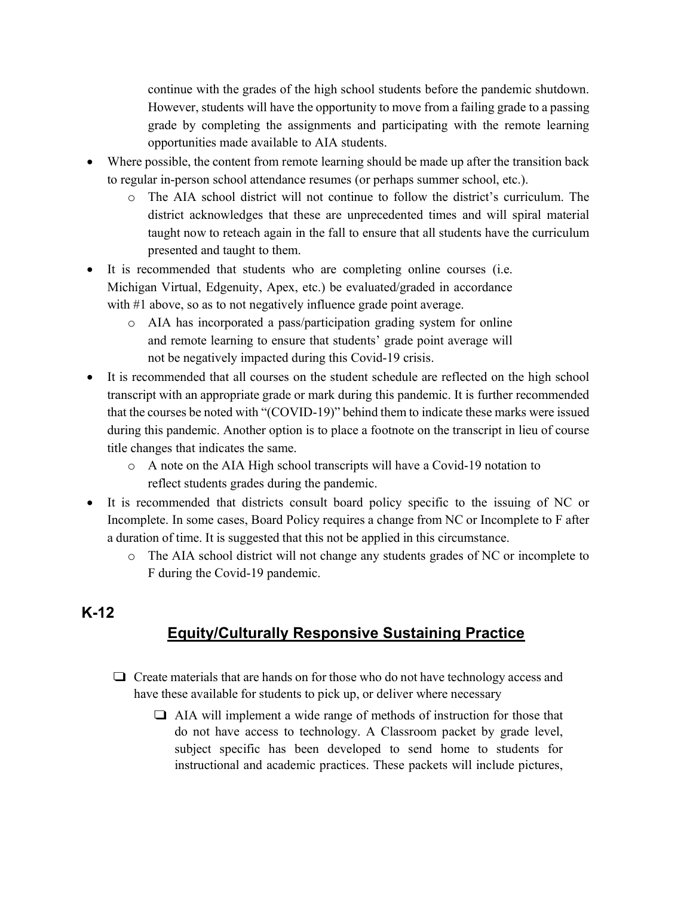continue with the grades of the high school students before the pandemic shutdown. However, students will have the opportunity to move from a failing grade to a passing grade by completing the assignments and participating with the remote learning opportunities made available to AIA students.

- Where possible, the content from remote learning should be made up after the transition back to regular in-person school attendance resumes (or perhaps summer school, etc.).
  - The AIA school district will not continue to follow the district's curriculum. The district acknowledges that these are unprecedented times and will spiral material taught now to reteach again in the fall to ensure that all students have the curriculum presented and taught to them.
- It is recommended that students who are completing online courses (i.e. Michigan Virtual, Edgenuity, Apex, etc.) be evaluated/graded in accordance with #1 above, so as to not negatively influence grade point average.
  - AIA has incorporated a pass/participation grading system for online and remote learning to ensure that students' grade point average will not be negatively impacted during this Covid-19 crisis.
- It is recommended that all courses on the student schedule are reflected on the high school transcript with an appropriate grade or mark during this pandemic. It is further recommended that the courses be noted with "(COVID-19)" behind them to indicate these marks were issued during this pandemic. Another option is to place a footnote on the transcript in lieu of course title changes that indicates the same.
  - A note on the AIA High school transcripts will have a Covid-19 notation to reflect students grades during the pandemic.
- It is recommended that districts consult board policy specific to the issuing of NC or Incomplete. In some cases, Board Policy requires a change from NC or Incomplete to F after a duration of time. It is suggested that this not be applied in this circumstance.
  - The AIA school district will not change any students grades of NC or incomplete to F during the Covid-19 pandemic.

## K-12

## Equity/Culturally Responsive Sustaining Practice

- [ ] Create materials that are hands on for those who do not have technology access and have these available for students to pick up, or deliver where necessary
  - [ ] AIA will implement a wide range of methods of instruction for those that do not have access to technology. A Classroom packet by grade level, subject specific has been developed to send home to students for instructional and academic practices. These packets will include pictures,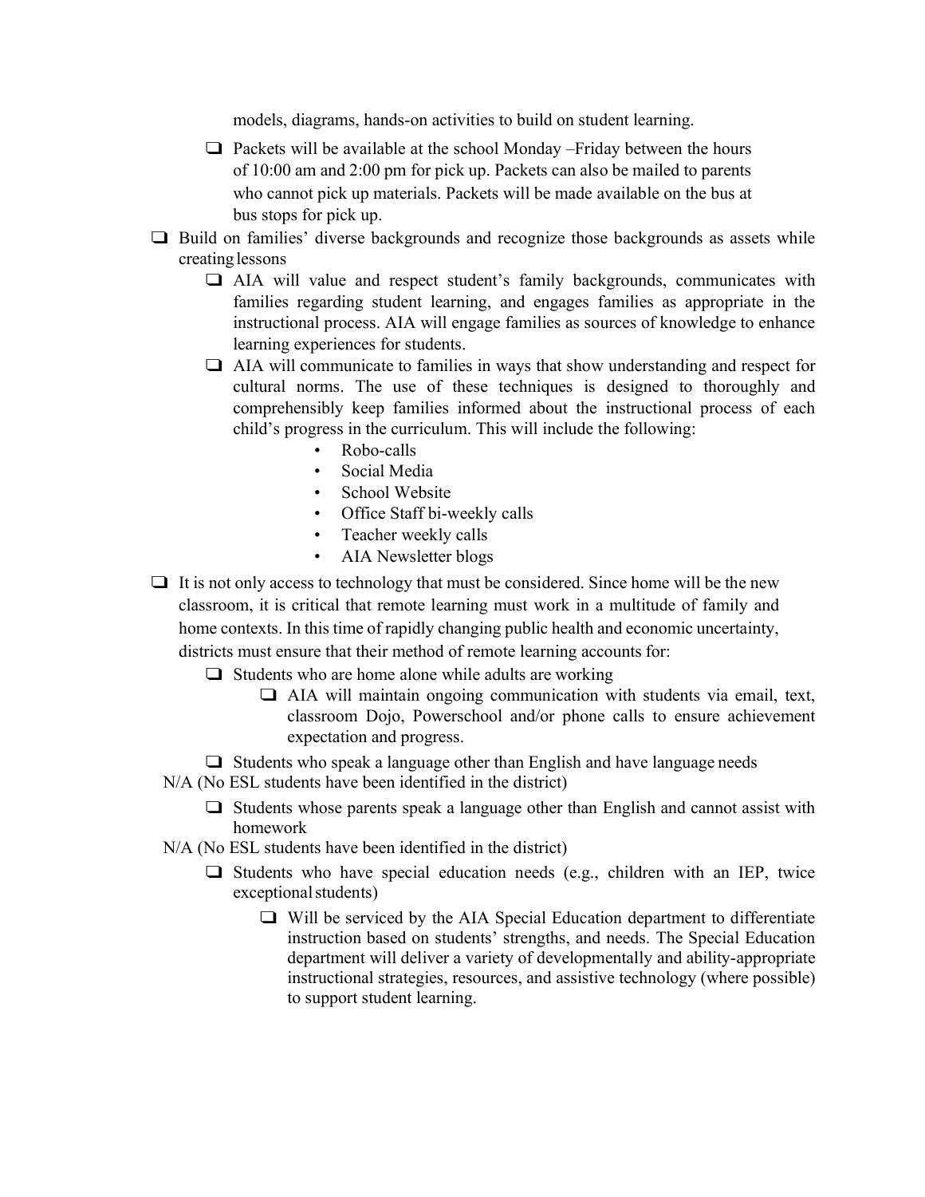models, diagrams, hands-on activities to build on student learning.

- ❑ Packets will be available at the school Monday –Friday between the hours of 10:00 am and 2:00 pm for pick up. Packets can also be mailed to parents who cannot pick up materials. Packets will be made available on the bus at bus stops for pick up.

❑ Build on families' diverse backgrounds and recognize those backgrounds as assets while creating lessons

- ❑ AIA will value and respect student's family backgrounds, communicates with families regarding student learning, and engages families as appropriate in the instructional process. AIA will engage families as sources of knowledge to enhance learning experiences for students.
- ❑ AIA will communicate to families in ways that show understanding and respect for cultural norms. The use of these techniques is designed to thoroughly and comprehensibly keep families informed about the instructional process of each child's progress in the curriculum. This will include the following:
  - Robo-calls
  - Social Media
  - School Website
  - Office Staff bi-weekly calls
  - Teacher weekly calls
  - AIA Newsletter blogs

❑ It is not only access to technology that must be considered. Since home will be the new classroom, it is critical that remote learning must work in a multitude of family and home contexts. In this time of rapidly changing public health and economic uncertainty, districts must ensure that their method of remote learning accounts for:

- ❑ Students who are home alone while adults are working
  - ❑ AIA will maintain ongoing communication with students via email, text, classroom Dojo, Powerschool and/or phone calls to ensure achievement expectation and progress.
- ❑ Students who speak a language other than English and have language needs

N/A (No ESL students have been identified in the district)

- ❑ Students whose parents speak a language other than English and cannot assist with homework

N/A (No ESL students have been identified in the district)

- ❑ Students who have special education needs (e.g., children with an IEP, twice exceptional students)
  - ❑ Will be serviced by the AIA Special Education department to differentiate instruction based on students' strengths, and needs. The Special Education department will deliver a variety of developmentally and ability-appropriate instructional strategies, resources, and assistive technology (where possible) to support student learning.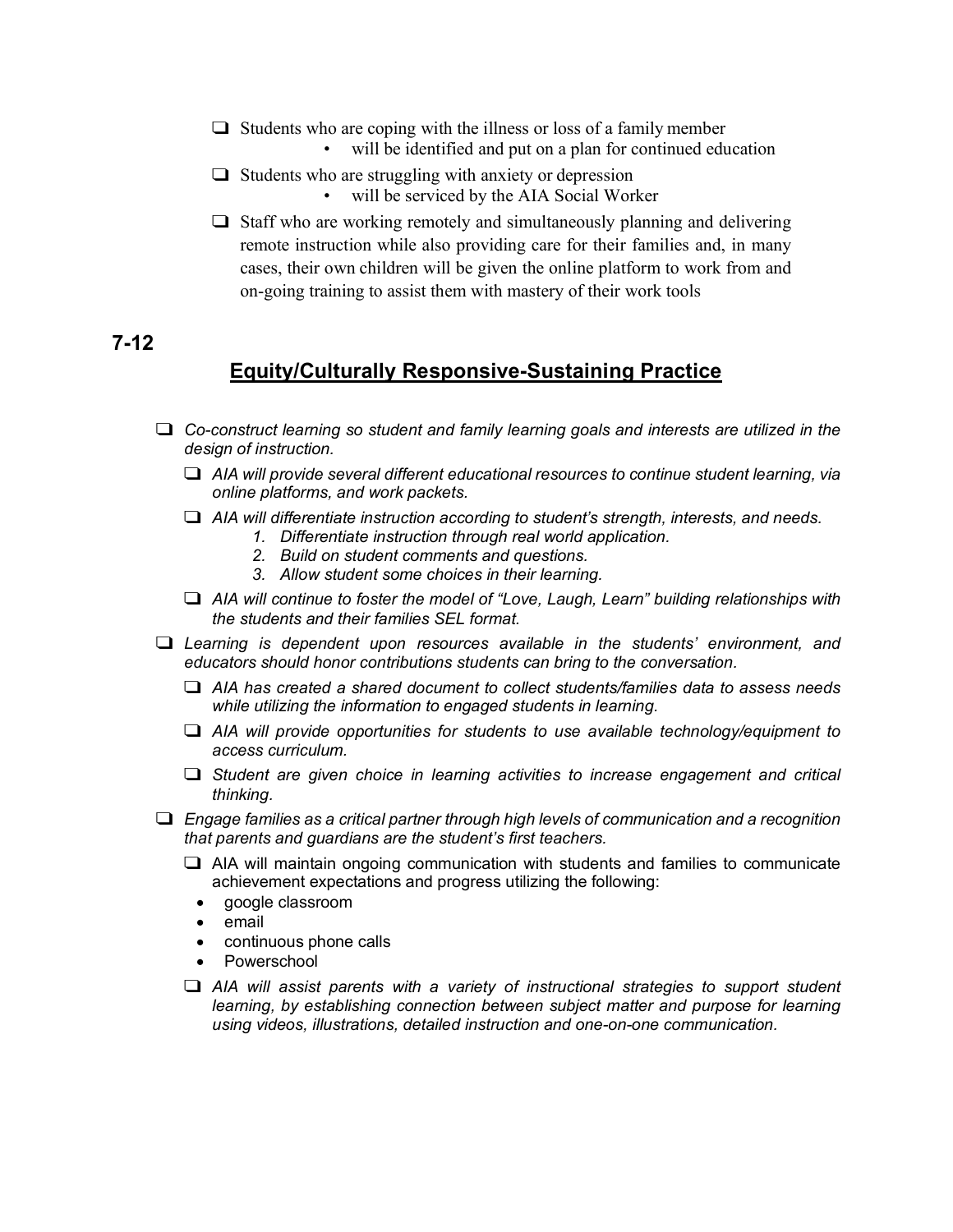- ❑ Students who are coping with the illness or loss of a family member
  - will be identified and put on a plan for continued education
- ❑ Students who are struggling with anxiety or depression
  - will be serviced by the AIA Social Worker
- ❑ Staff who are working remotely and simultaneously planning and delivering remote instruction while also providing care for their families and, in many cases, their own children will be given the online platform to work from and on-going training to assist them with mastery of their work tools

**7-12**

## Equity/Culturally Responsive-Sustaining Practice

- ❑ *Co-construct learning so student and family learning goals and interests are utilized in the design of instruction.*
  - ❑ *AIA will provide several different educational resources to continue student learning, via online platforms, and work packets.*
  - ❑ *AIA will differentiate instruction according to student's strength, interests, and needs.*
    1. *Differentiate instruction through real world application.*
    2. *Build on student comments and questions.*
    3. *Allow student some choices in their learning.*
  - ❑ *AIA will continue to foster the model of "Love, Laugh, Learn" building relationships with the students and their families SEL format.*
- ❑ *Learning is dependent upon resources available in the students' environment, and educators should honor contributions students can bring to the conversation.*
  - ❑ *AIA has created a shared document to collect students/families data to assess needs while utilizing the information to engaged students in learning.*
  - ❑ *AIA will provide opportunities for students to use available technology/equipment to access curriculum.*
  - ❑ *Student are given choice in learning activities to increase engagement and critical thinking.*
- ❑ *Engage families as a critical partner through high levels of communication and a recognition that parents and guardians are the student's first teachers.*
  - ❑ AIA will maintain ongoing communication with students and families to communicate achievement expectations and progress utilizing the following:
    - google classroom
    - email
    - continuous phone calls
    - Powerschool
  - ❑ *AIA will assist parents with a variety of instructional strategies to support student learning, by establishing connection between subject matter and purpose for learning using videos, illustrations, detailed instruction and one-on-one communication.*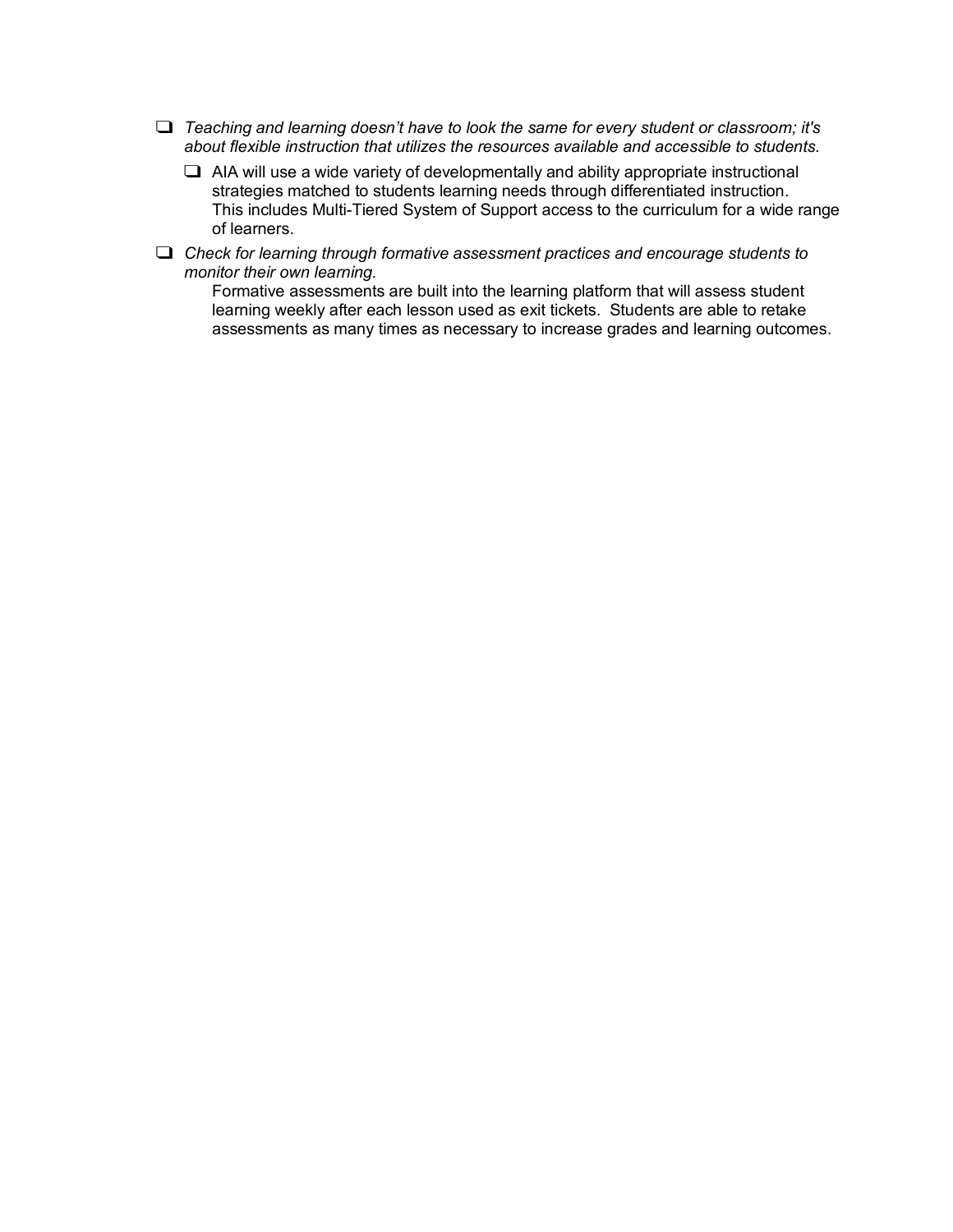- ❑ *Teaching and learning doesn't have to look the same for every student or classroom; it's about flexible instruction that utilizes the resources available and accessible to students.*
  - ❑ AIA will use a wide variety of developmentally and ability appropriate instructional strategies matched to students learning needs through differentiated instruction. This includes Multi-Tiered System of Support access to the curriculum for a wide range of learners.
- ❑ *Check for learning through formative assessment practices and encourage students to monitor their own learning.*

  Formative assessments are built into the learning platform that will assess student learning weekly after each lesson used as exit tickets. Students are able to retake assessments as many times as necessary to increase grades and learning outcomes.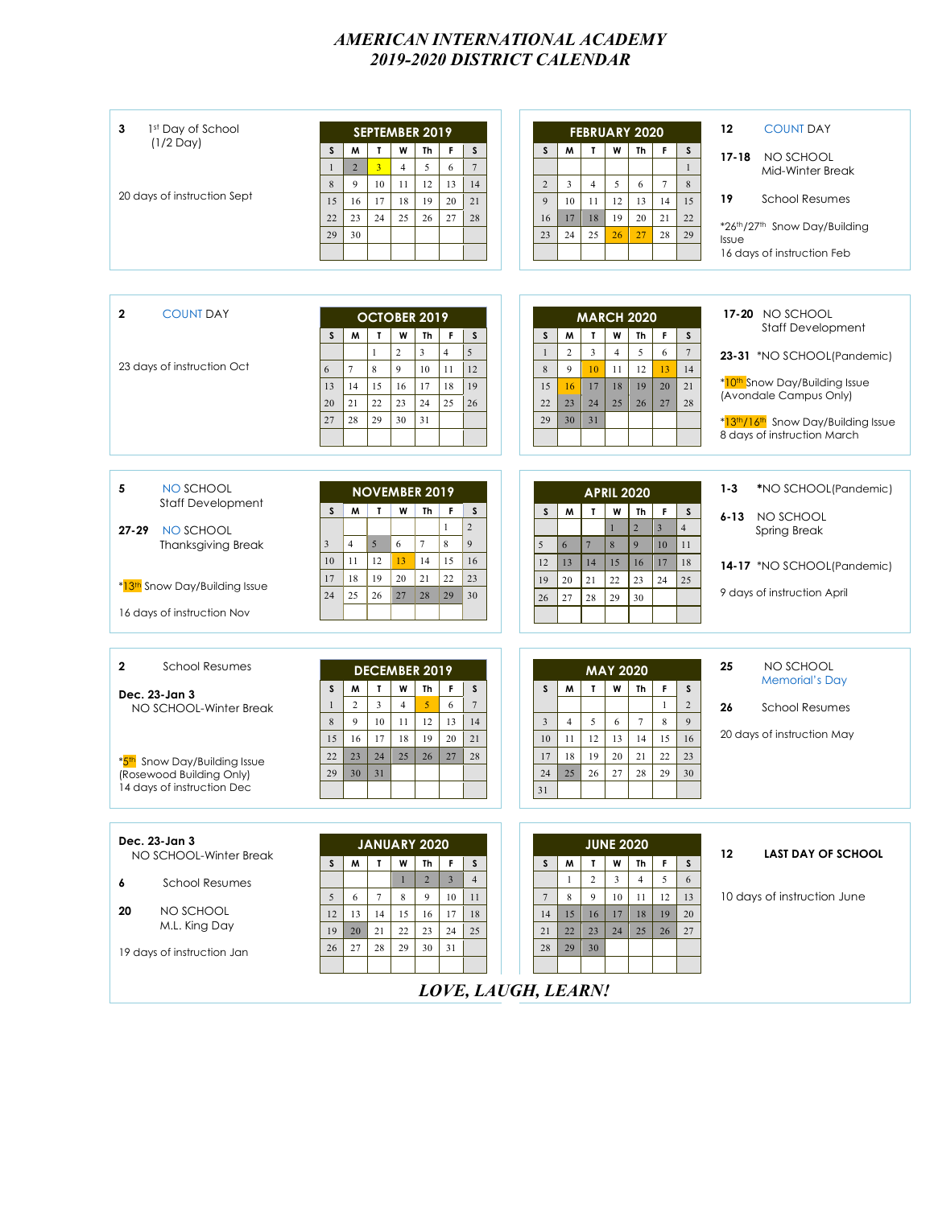# *AMERICAN INTERNATIONAL ACADEMY*
# *2019-2020 DISTRICT CALENDAR*

**3** 1st Day of School (1/2 Day)

20 days of instruction Sept

| SEPTEMBER 2019 | | | | | | |
|---|---|---|---|---|---|---|
| S | M | T | W | Th | F | S |
| 1 | 2 | 3 | 4 | 5 | 6 | 7 |
| 8 | 9 | 10 | 11 | 12 | 13 | 14 |
| 15 | 16 | 17 | 18 | 19 | 20 | 21 |
| 22 | 23 | 24 | 25 | 26 | 27 | 28 |
| 29 | 30 | | | | | |

| FEBRUARY 2020 | | | | | | |
|---|---|---|---|---|---|---|
| S | M | T | W | Th | F | S |
| | | | | | | 1 |
| 2 | 3 | 4 | 5 | 6 | 7 | 8 |
| 9 | 10 | 11 | 12 | 13 | 14 | 15 |
| 16 | 17 | 18 | 19 | 20 | 21 | 22 |
| 23 | 24 | 25 | 26 | 27 | 28 | 29 |

**12** COUNT DAY

**17-18** NO SCHOOL Mid-Winter Break

**19** School Resumes

*26th/27th Snow Day/Building Issue

16 days of instruction Feb

**2** COUNT DAY

23 days of instruction Oct

| OCTOBER 2019 | | | | | | |
|---|---|---|---|---|---|---|
| S | M | T | W | Th | F | S |
| | | 1 | 2 | 3 | 4 | 5 |
| 6 | 7 | 8 | 9 | 10 | 11 | 12 |
| 13 | 14 | 15 | 16 | 17 | 18 | 19 |
| 20 | 21 | 22 | 23 | 24 | 25 | 26 |
| 27 | 28 | 29 | 30 | 31 | | |

| MARCH 2020 | | | | | | |
|---|---|---|---|---|---|---|
| S | M | T | W | Th | F | S |
| 1 | 2 | 3 | 4 | 5 | 6 | 7 |
| 8 | 9 | 10 | 11 | 12 | 13 | 14 |
| 15 | 16 | 17 | 18 | 19 | 20 | 21 |
| 22 | 23 | 24 | 25 | 26 | 27 | 28 |
| 29 | 30 | 31 | | | | |

**17-20** NO SCHOOL Staff Development

**23-31** *NO SCHOOL(Pandemic)

*10th Snow Day/Building Issue (Avondale Campus Only)

*13th/16th Snow Day/Building Issue

8 days of instruction March

**5** NO SCHOOL Staff Development

**27-29** NO SCHOOL Thanksgiving Break

*13th Snow Day/Building Issue

16 days of instruction Nov

| NOVEMBER 2019 | | | | | | |
|---|---|---|---|---|---|---|
| S | M | T | W | Th | F | S |
| | | | | | 1 | 2 |
| 3 | 4 | 5 | 6 | 7 | 8 | 9 |
| 10 | 11 | 12 | 13 | 14 | 15 | 16 |
| 17 | 18 | 19 | 20 | 21 | 22 | 23 |
| 24 | 25 | 26 | 27 | 28 | 29 | 30 |

| APRIL 2020 | | | | | | |
|---|---|---|---|---|---|---|
| S | M | T | W | Th | F | S |
| | | | 1 | 2 | 3 | 4 |
| 5 | 6 | 7 | 8 | 9 | 10 | 11 |
| 12 | 13 | 14 | 15 | 16 | 17 | 18 |
| 19 | 20 | 21 | 22 | 23 | 24 | 25 |
| 26 | 27 | 28 | 29 | 30 | | |

**1-3** *NO SCHOOL(Pandemic)

**6-13** NO SCHOOL Spring Break

**14-17** *NO SCHOOL(Pandemic)

9 days of instruction April

**2** School Resumes

**Dec. 23-Jan 3** NO SCHOOL-Winter Break

*5th Snow Day/Building Issue (Rosewood Building Only)

14 days of instruction Dec

| DECEMBER 2019 | | | | | | |
|---|---|---|---|---|---|---|
| S | M | T | W | Th | F | S |
| 1 | 2 | 3 | 4 | 5 | 6 | 7 |
| 8 | 9 | 10 | 11 | 12 | 13 | 14 |
| 15 | 16 | 17 | 18 | 19 | 20 | 21 |
| 22 | 23 | 24 | 25 | 26 | 27 | 28 |
| 29 | 30 | 31 | | | | |

| MAY 2020 | | | | | | |
|---|---|---|---|---|---|---|
| S | M | T | W | Th | F | S |
| | | | | | 1 | 2 |
| 3 | 4 | 5 | 6 | 7 | 8 | 9 |
| 10 | 11 | 12 | 13 | 14 | 15 | 16 |
| 17 | 18 | 19 | 20 | 21 | 22 | 23 |
| 24 | 25 | 26 | 27 | 28 | 29 | 30 |
| 31 | | | | | | |

**25** NO SCHOOL Memorial's Day

**26** School Resumes

20 days of instruction May

**Dec. 23-Jan 3** NO SCHOOL-Winter Break

**6** School Resumes

**20** NO SCHOOL M.L. King Day

19 days of instruction Jan

| JANUARY 2020 | | | | | | |
|---|---|---|---|---|---|---|
| S | M | T | W | Th | F | S |
| | | | 1 | 2 | 3 | 4 |
| 5 | 6 | 7 | 8 | 9 | 10 | 11 |
| 12 | 13 | 14 | 15 | 16 | 17 | 18 |
| 19 | 20 | 21 | 22 | 23 | 24 | 25 |
| 26 | 27 | 28 | 29 | 30 | 31 | |

| JUNE 2020 | | | | | | |
|---|---|---|---|---|---|---|
| S | M | T | W | Th | F | S |
| | 1 | 2 | 3 | 4 | 5 | 6 |
| 7 | 8 | 9 | 10 | 11 | 12 | 13 |
| 14 | 15 | 16 | 17 | 18 | 19 | 20 |
| 21 | 22 | 23 | 24 | 25 | 26 | 27 |
| 28 | 29 | 30 | | | | |

**12** **LAST DAY OF SCHOOL**

10 days of instruction June

*LOVE, LAUGH, LEARN!*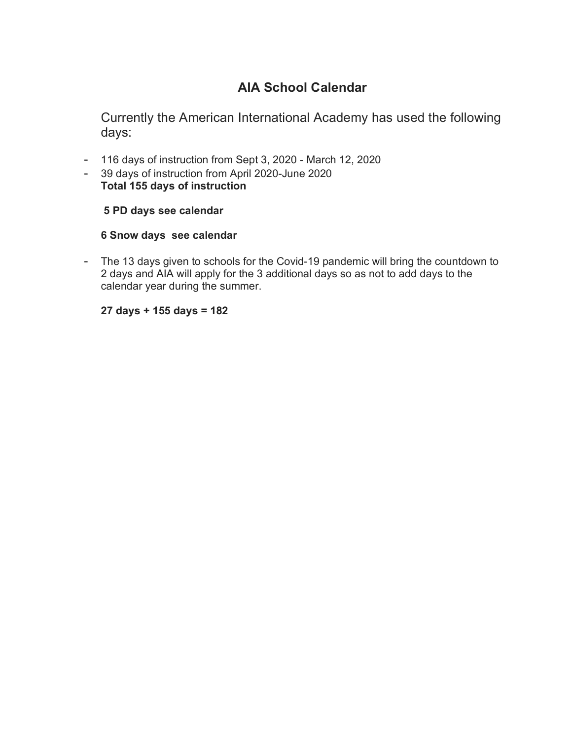## AIA School Calendar

Currently the American International Academy has used the following days:

- 116 days of instruction from Sept 3, 2020 - March 12, 2020
- 39 days of instruction from April 2020-June 2020
  **Total 155 days of instruction**

  **5 PD days see calendar**

  **6 Snow days see calendar**

- The 13 days given to schools for the Covid-19 pandemic will bring the countdown to 2 days and AIA will apply for the 3 additional days so as not to add days to the calendar year during the summer.

  **27 days + 155 days = 182**